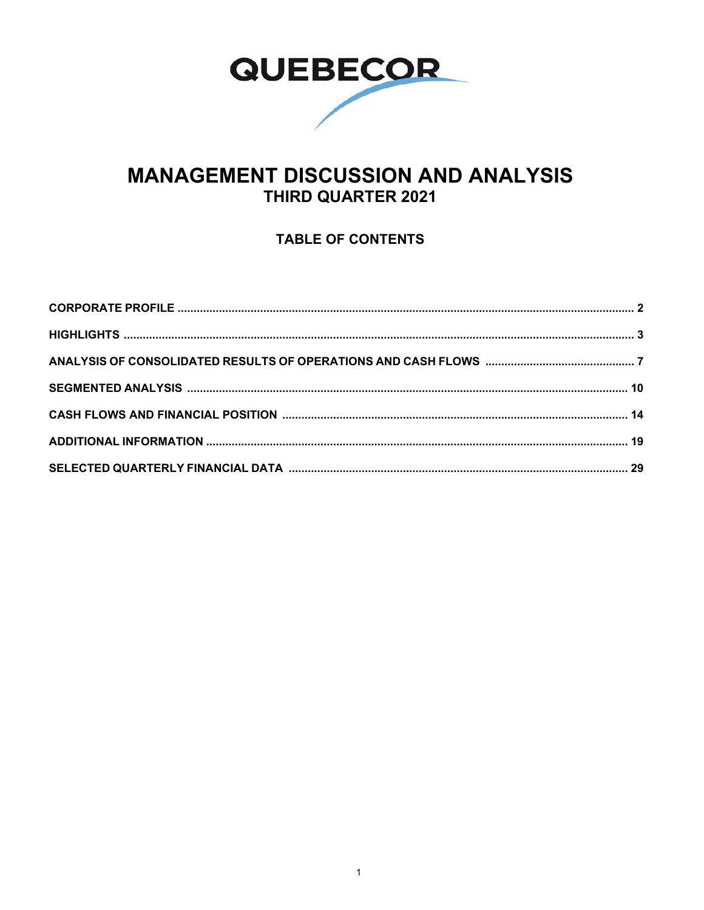QUEBECOR

# MANAGEMENT DISCUSSION AND ANALYSIS
## THIRD QUARTER 2021

### TABLE OF CONTENTS

**CORPORATE PROFILE** ..... 2

**HIGHLIGHTS** ..... 3

**ANALYSIS OF CONSOLIDATED RESULTS OF OPERATIONS AND CASH FLOWS** ..... 7

**SEGMENTED ANALYSIS** ..... 10

**CASH FLOWS AND FINANCIAL POSITION** ..... 14

**ADDITIONAL INFORMATION** ..... 19

**SELECTED QUARTERLY FINANCIAL DATA** ..... 29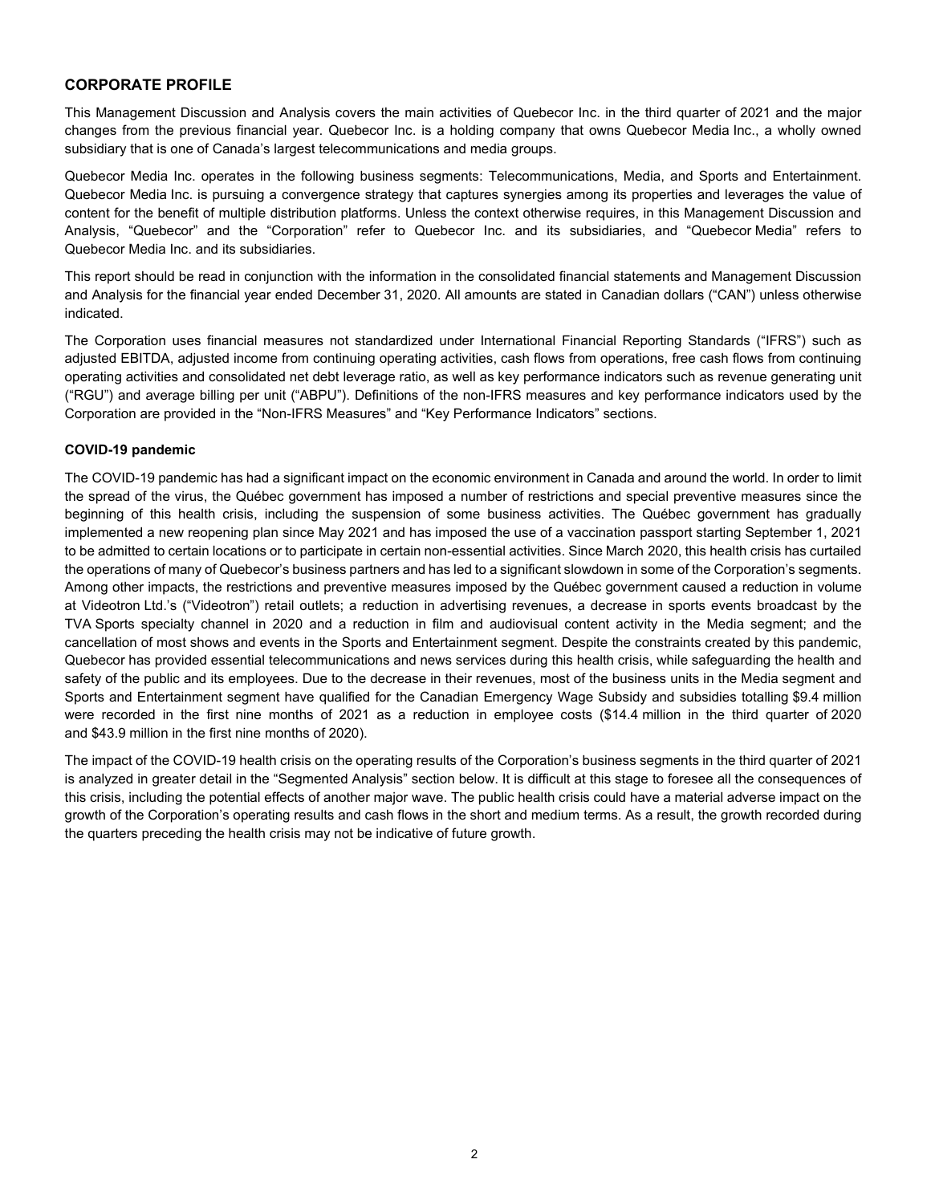## CORPORATE PROFILE

This Management Discussion and Analysis covers the main activities of Quebecor Inc. in the third quarter of 2021 and the major changes from the previous financial year. Quebecor Inc. is a holding company that owns Quebecor Media Inc., a wholly owned subsidiary that is one of Canada's largest telecommunications and media groups.

Quebecor Media Inc. operates in the following business segments: Telecommunications, Media, and Sports and Entertainment. Quebecor Media Inc. is pursuing a convergence strategy that captures synergies among its properties and leverages the value of content for the benefit of multiple distribution platforms. Unless the context otherwise requires, in this Management Discussion and Analysis, "Quebecor" and the "Corporation" refer to Quebecor Inc. and its subsidiaries, and "Quebecor Media" refers to Quebecor Media Inc. and its subsidiaries.

This report should be read in conjunction with the information in the consolidated financial statements and Management Discussion and Analysis for the financial year ended December 31, 2020. All amounts are stated in Canadian dollars ("CAN") unless otherwise indicated.

The Corporation uses financial measures not standardized under International Financial Reporting Standards ("IFRS") such as adjusted EBITDA, adjusted income from continuing operating activities, cash flows from operations, free cash flows from continuing operating activities and consolidated net debt leverage ratio, as well as key performance indicators such as revenue generating unit ("RGU") and average billing per unit ("ABPU"). Definitions of the non-IFRS measures and key performance indicators used by the Corporation are provided in the "Non-IFRS Measures" and "Key Performance Indicators" sections.

### COVID-19 pandemic

The COVID-19 pandemic has had a significant impact on the economic environment in Canada and around the world. In order to limit the spread of the virus, the Québec government has imposed a number of restrictions and special preventive measures since the beginning of this health crisis, including the suspension of some business activities. The Québec government has gradually implemented a new reopening plan since May 2021 and has imposed the use of a vaccination passport starting September 1, 2021 to be admitted to certain locations or to participate in certain non-essential activities. Since March 2020, this health crisis has curtailed the operations of many of Quebecor's business partners and has led to a significant slowdown in some of the Corporation's segments. Among other impacts, the restrictions and preventive measures imposed by the Québec government caused a reduction in volume at Videotron Ltd.'s ("Videotron") retail outlets; a reduction in advertising revenues, a decrease in sports events broadcast by the TVA Sports specialty channel in 2020 and a reduction in film and audiovisual content activity in the Media segment; and the cancellation of most shows and events in the Sports and Entertainment segment. Despite the constraints created by this pandemic, Quebecor has provided essential telecommunications and news services during this health crisis, while safeguarding the health and safety of the public and its employees. Due to the decrease in their revenues, most of the business units in the Media segment and Sports and Entertainment segment have qualified for the Canadian Emergency Wage Subsidy and subsidies totalling $9.4 million were recorded in the first nine months of 2021 as a reduction in employee costs ($14.4 million in the third quarter of 2020 and $43.9 million in the first nine months of 2020).

The impact of the COVID-19 health crisis on the operating results of the Corporation's business segments in the third quarter of 2021 is analyzed in greater detail in the "Segmented Analysis" section below. It is difficult at this stage to foresee all the consequences of this crisis, including the potential effects of another major wave. The public health crisis could have a material adverse impact on the growth of the Corporation's operating results and cash flows in the short and medium terms. As a result, the growth recorded during the quarters preceding the health crisis may not be indicative of future growth.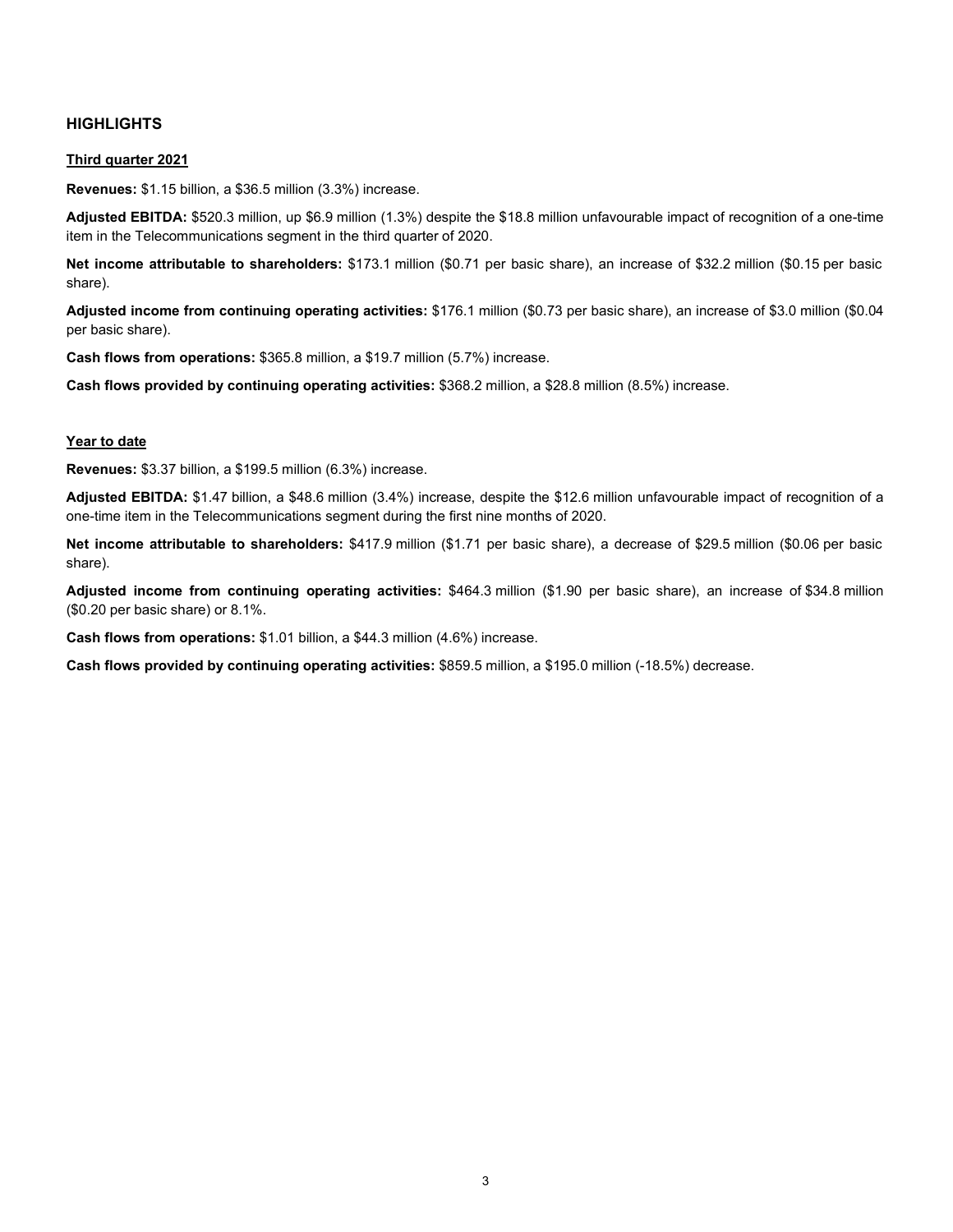## HIGHLIGHTS

### Third quarter 2021

**Revenues:** $1.15 billion, a $36.5 million (3.3%) increase.

**Adjusted EBITDA:** $520.3 million, up $6.9 million (1.3%) despite the $18.8 million unfavourable impact of recognition of a one-time item in the Telecommunications segment in the third quarter of 2020.

**Net income attributable to shareholders:** $173.1 million ($0.71 per basic share), an increase of $32.2 million ($0.15 per basic share).

**Adjusted income from continuing operating activities:** $176.1 million ($0.73 per basic share), an increase of $3.0 million ($0.04 per basic share).

**Cash flows from operations:** $365.8 million, a $19.7 million (5.7%) increase.

**Cash flows provided by continuing operating activities:** $368.2 million, a $28.8 million (8.5%) increase.

### Year to date

**Revenues:** $3.37 billion, a $199.5 million (6.3%) increase.

**Adjusted EBITDA:** $1.47 billion, a $48.6 million (3.4%) increase, despite the $12.6 million unfavourable impact of recognition of a one-time item in the Telecommunications segment during the first nine months of 2020.

**Net income attributable to shareholders:** $417.9 million ($1.71 per basic share), a decrease of $29.5 million ($0.06 per basic share).

**Adjusted income from continuing operating activities:** $464.3 million ($1.90 per basic share), an increase of $34.8 million ($0.20 per basic share) or 8.1%.

**Cash flows from operations:** $1.01 billion, a $44.3 million (4.6%) increase.

**Cash flows provided by continuing operating activities:** $859.5 million, a $195.0 million (-18.5%) decrease.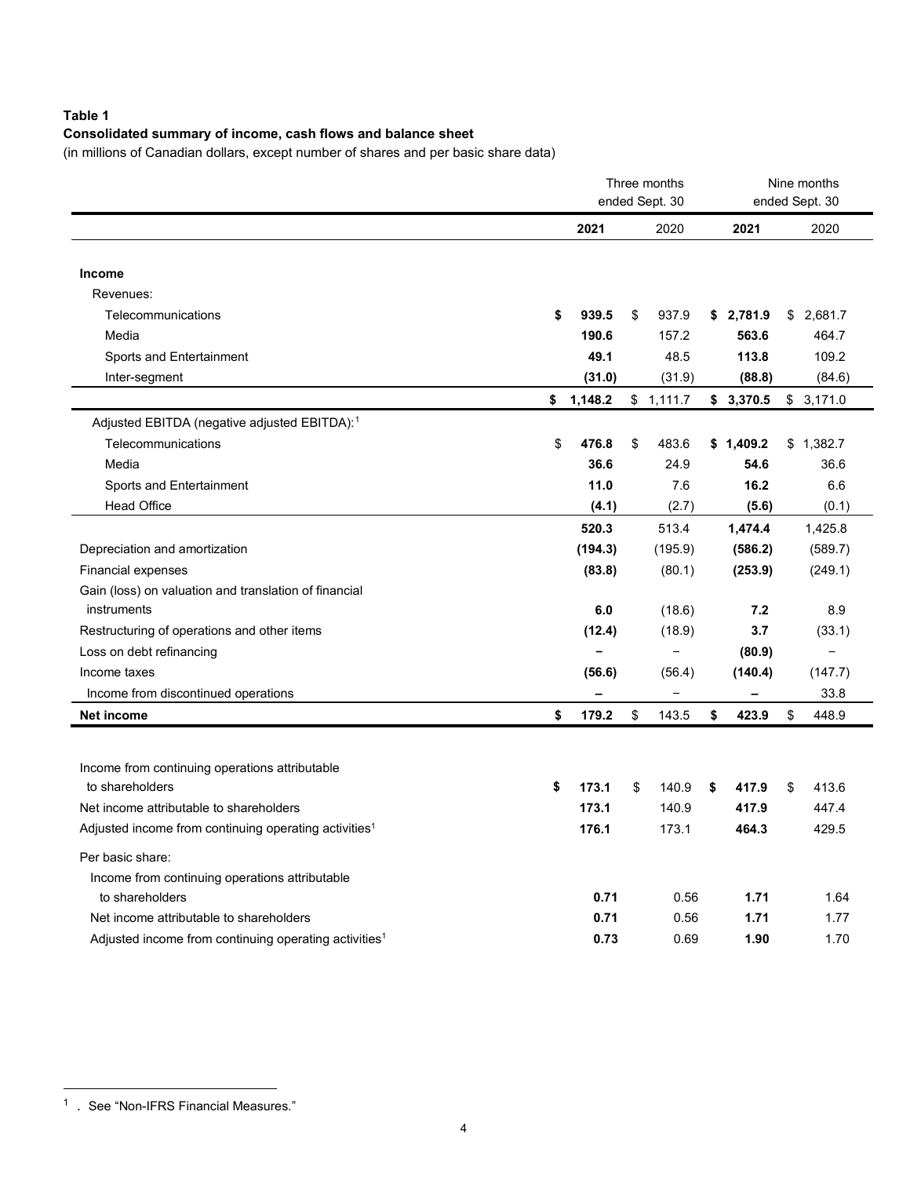**Table 1**

**Consolidated summary of income, cash flows and balance sheet**

(in millions of Canadian dollars, except number of shares and per basic share data)

| | Three months ended Sept. 30 | | Nine months ended Sept. 30 | |
|---|---|---|---|---|
| | **2021** | 2020 | **2021** | 2020 |
| **Income** | | | | |
| Revenues: | | | | |
| Telecommunications | **$ 939.5** | $ 937.9 | **$ 2,781.9** | $ 2,681.7 |
| Media | **190.6** | 157.2 | **563.6** | 464.7 |
| Sports and Entertainment | **49.1** | 48.5 | **113.8** | 109.2 |
| Inter-segment | **(31.0)** | (31.9) | **(88.8)** | (84.6) |
| | **$ 1,148.2** | $ 1,111.7 | **$ 3,370.5** | $ 3,171.0 |
| Adjusted EBITDA (negative adjusted EBITDA):[1] | | | | |
| Telecommunications | $ **476.8** | $ 483.6 | **$ 1,409.2** | $ 1,382.7 |
| Media | **36.6** | 24.9 | **54.6** | 36.6 |
| Sports and Entertainment | **11.0** | 7.6 | **16.2** | 6.6 |
| Head Office | **(4.1)** | (2.7) | **(5.6)** | (0.1) |
| | **520.3** | 513.4 | **1,474.4** | 1,425.8 |
| Depreciation and amortization | **(194.3)** | (195.9) | **(586.2)** | (589.7) |
| Financial expenses | **(83.8)** | (80.1) | **(253.9)** | (249.1) |
| Gain (loss) on valuation and translation of financial instruments | **6.0** | (18.6) | **7.2** | 8.9 |
| Restructuring of operations and other items | **(12.4)** | (18.9) | **3.7** | (33.1) |
| Loss on debt refinancing | **–** | – | **(80.9)** | – |
| Income taxes | **(56.6)** | (56.4) | **(140.4)** | (147.7) |
| Income from discontinued operations | **–** | – | **–** | 33.8 |
| **Net income** | **$ 179.2** | $ 143.5 | **$ 423.9** | $ 448.9 |
| | | | | |
| Income from continuing operations attributable to shareholders | **$ 173.1** | $ 140.9 | **$ 417.9** | $ 413.6 |
| Net income attributable to shareholders | **173.1** | 140.9 | **417.9** | 447.4 |
| Adjusted income from continuing operating activities[1] | **176.1** | 173.1 | **464.3** | 429.5 |
| Per basic share: | | | | |
| Income from continuing operations attributable to shareholders | **0.71** | 0.56 | **1.71** | 1.64 |
| Net income attributable to shareholders | **0.71** | 0.56 | **1.71** | 1.77 |
| Adjusted income from continuing operating activities[1] | **0.73** | 0.69 | **1.90** | 1.70 |

[1] . See "Non-IFRS Financial Measures."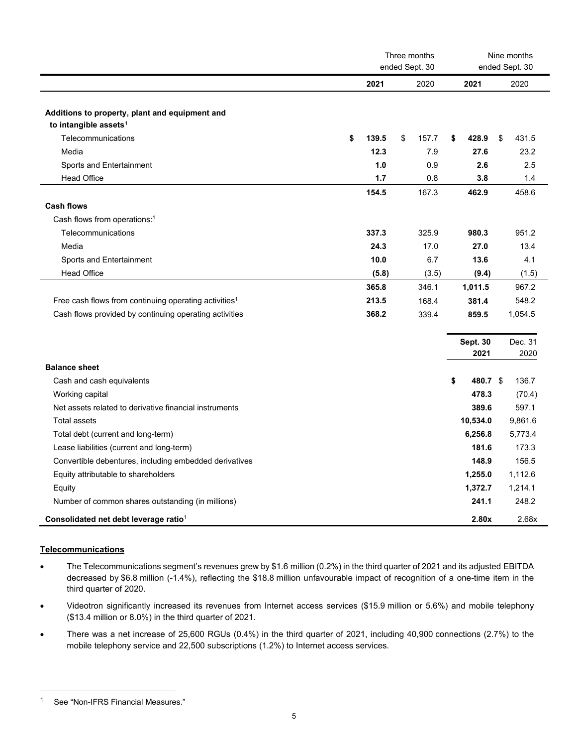| | Three months ended Sept. 30 | | Nine months ended Sept. 30 | |
|---|---|---|---|---|
| | **2021** | 2020 | **2021** | 2020 |
| **Additions to property, plant and equipment and to intangible assets**[1] | | | | |
| Telecommunications | **$ 139.5** | $ 157.7 | **$ 428.9** | $ 431.5 |
| Media | **12.3** | 7.9 | **27.6** | 23.2 |
| Sports and Entertainment | **1.0** | 0.9 | **2.6** | 2.5 |
| Head Office | **1.7** | 0.8 | **3.8** | 1.4 |
| | **154.5** | 167.3 | **462.9** | 458.6 |
| **Cash flows** | | | | |
| Cash flows from operations:[1] | | | | |
| Telecommunications | **337.3** | 325.9 | **980.3** | 951.2 |
| Media | **24.3** | 17.0 | **27.0** | 13.4 |
| Sports and Entertainment | **10.0** | 6.7 | **13.6** | 4.1 |
| Head Office | **(5.8)** | (3.5) | **(9.4)** | (1.5) |
| | **365.8** | 346.1 | **1,011.5** | 967.2 |
| Free cash flows from continuing operating activities[1] | **213.5** | 168.4 | **381.4** | 548.2 |
| Cash flows provided by continuing operating activities | **368.2** | 339.4 | **859.5** | 1,054.5 |

| | **Sept. 30 2021** | Dec. 31 2020 |
|---|---|---|
| **Balance sheet** | | |
| Cash and cash equivalents | **$ 480.7** | $ 136.7 |
| Working capital | **478.3** | (70.4) |
| Net assets related to derivative financial instruments | **389.6** | 597.1 |
| Total assets | **10,534.0** | 9,861.6 |
| Total debt (current and long-term) | **6,256.8** | 5,773.4 |
| Lease liabilities (current and long-term) | **181.6** | 173.3 |
| Convertible debentures, including embedded derivatives | **148.9** | 156.5 |
| Equity attributable to shareholders | **1,255.0** | 1,112.6 |
| Equity | **1,372.7** | 1,214.1 |
| Number of common shares outstanding (in millions) | **241.1** | 248.2 |
| **Consolidated net debt leverage ratio**[1] | **2.80x** | 2.68x |

**Telecommunications**

- The Telecommunications segment's revenues grew by $1.6 million (0.2%) in the third quarter of 2021 and its adjusted EBITDA decreased by $6.8 million (-1.4%), reflecting the $18.8 million unfavourable impact of recognition of a one-time item in the third quarter of 2020.
- Videotron significantly increased its revenues from Internet access services ($15.9 million or 5.6%) and mobile telephony ($13.4 million or 8.0%) in the third quarter of 2021.
- There was a net increase of 25,600 RGUs (0.4%) in the third quarter of 2021, including 40,900 connections (2.7%) to the mobile telephony service and 22,500 subscriptions (1.2%) to Internet access services.

[1] See "Non-IFRS Financial Measures."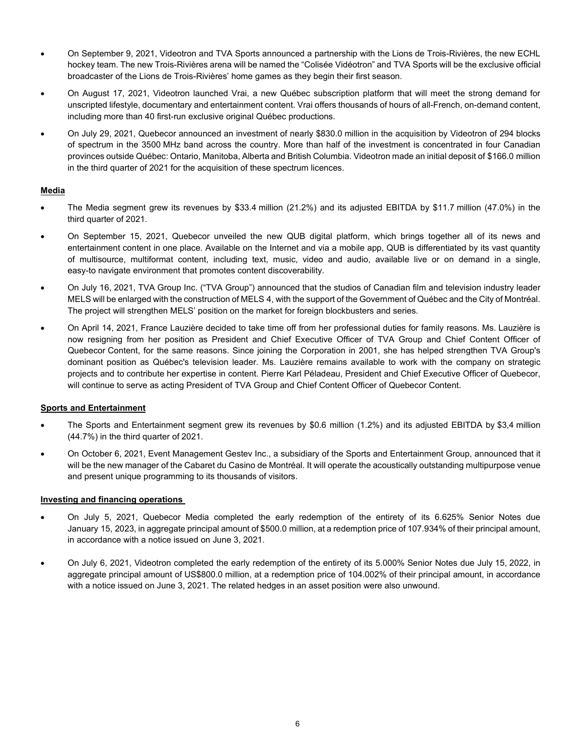- On September 9, 2021, Videotron and TVA Sports announced a partnership with the Lions de Trois-Rivières, the new ECHL hockey team. The new Trois-Rivières arena will be named the "Colisée Vidéotron" and TVA Sports will be the exclusive official broadcaster of the Lions de Trois-Rivières' home games as they begin their first season.
- On August 17, 2021, Videotron launched Vrai, a new Québec subscription platform that will meet the strong demand for unscripted lifestyle, documentary and entertainment content. Vrai offers thousands of hours of all-French, on-demand content, including more than 40 first-run exclusive original Québec productions.
- On July 29, 2021, Quebecor announced an investment of nearly $830.0 million in the acquisition by Videotron of 294 blocks of spectrum in the 3500 MHz band across the country. More than half of the investment is concentrated in four Canadian provinces outside Québec: Ontario, Manitoba, Alberta and British Columbia. Videotron made an initial deposit of $166.0 million in the third quarter of 2021 for the acquisition of these spectrum licences.

**Media**

- The Media segment grew its revenues by $33.4 million (21.2%) and its adjusted EBITDA by $11.7 million (47.0%) in the third quarter of 2021.
- On September 15, 2021, Quebecor unveiled the new QUB digital platform, which brings together all of its news and entertainment content in one place. Available on the Internet and via a mobile app, QUB is differentiated by its vast quantity of multisource, multiformat content, including text, music, video and audio, available live or on demand in a single, easy-to navigate environment that promotes content discoverability.
- On July 16, 2021, TVA Group Inc. ("TVA Group") announced that the studios of Canadian film and television industry leader MELS will be enlarged with the construction of MELS 4, with the support of the Government of Québec and the City of Montréal. The project will strengthen MELS' position on the market for foreign blockbusters and series.
- On April 14, 2021, France Lauzière decided to take time off from her professional duties for family reasons. Ms. Lauzière is now resigning from her position as President and Chief Executive Officer of TVA Group and Chief Content Officer of Quebecor Content, for the same reasons. Since joining the Corporation in 2001, she has helped strengthen TVA Group's dominant position as Québec's television leader. Ms. Lauzière remains available to work with the company on strategic projects and to contribute her expertise in content. Pierre Karl Péladeau, President and Chief Executive Officer of Quebecor, will continue to serve as acting President of TVA Group and Chief Content Officer of Quebecor Content.

**Sports and Entertainment**

- The Sports and Entertainment segment grew its revenues by $0.6 million (1.2%) and its adjusted EBITDA by $3,4 million (44.7%) in the third quarter of 2021.
- On October 6, 2021, Event Management Gestev Inc., a subsidiary of the Sports and Entertainment Group, announced that it will be the new manager of the Cabaret du Casino de Montréal. It will operate the acoustically outstanding multipurpose venue and present unique programming to its thousands of visitors.

**Investing and financing operations**

- On July 5, 2021, Quebecor Media completed the early redemption of the entirety of its 6.625% Senior Notes due January 15, 2023, in aggregate principal amount of $500.0 million, at a redemption price of 107.934% of their principal amount, in accordance with a notice issued on June 3, 2021.
- On July 6, 2021, Videotron completed the early redemption of the entirety of its 5.000% Senior Notes due July 15, 2022, in aggregate principal amount of US$800.0 million, at a redemption price of 104.002% of their principal amount, in accordance with a notice issued on June 3, 2021. The related hedges in an asset position were also unwound.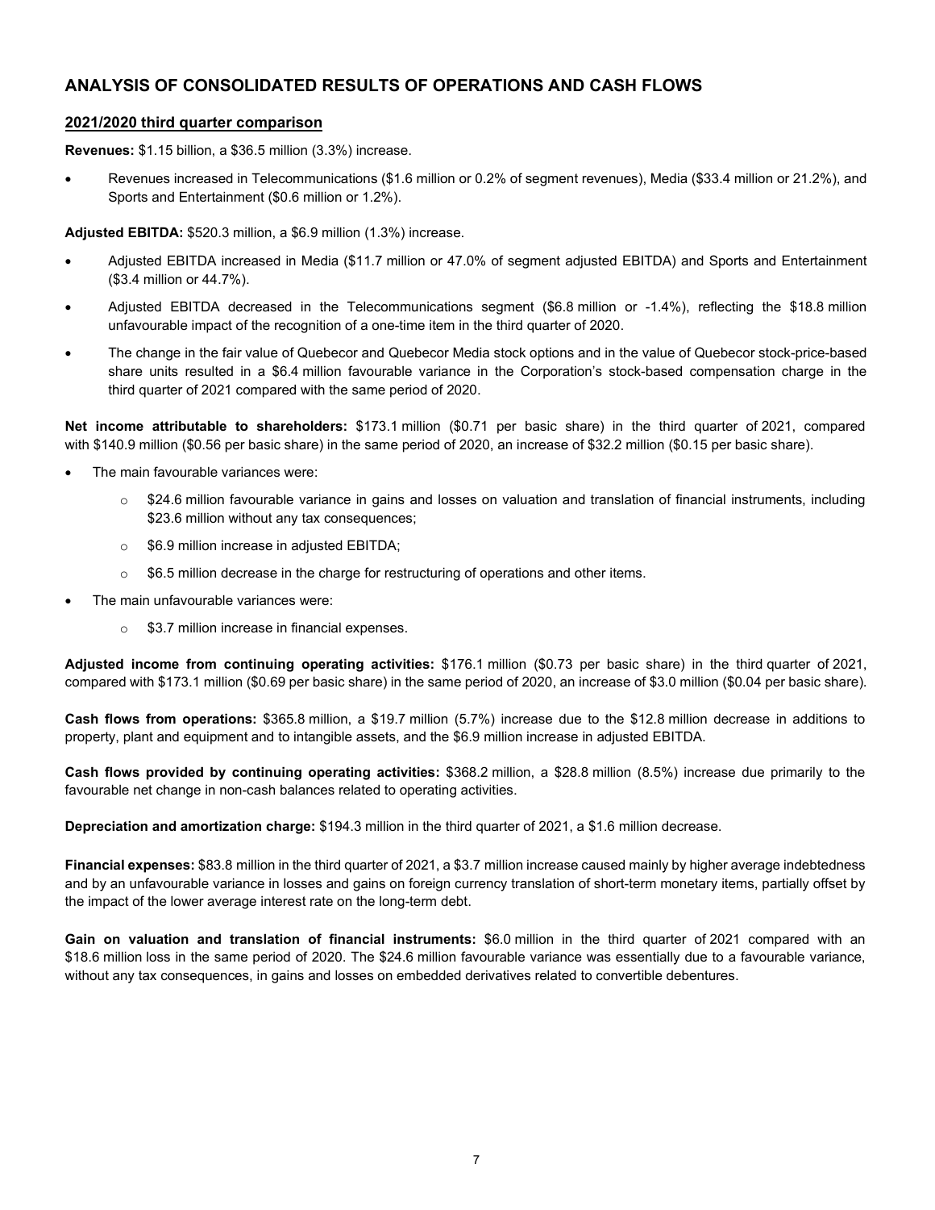## ANALYSIS OF CONSOLIDATED RESULTS OF OPERATIONS AND CASH FLOWS

### 2021/2020 third quarter comparison

**Revenues:** $1.15 billion, a $36.5 million (3.3%) increase.

- Revenues increased in Telecommunications ($1.6 million or 0.2% of segment revenues), Media ($33.4 million or 21.2%), and Sports and Entertainment ($0.6 million or 1.2%).

**Adjusted EBITDA:** $520.3 million, a $6.9 million (1.3%) increase.

- Adjusted EBITDA increased in Media ($11.7 million or 47.0% of segment adjusted EBITDA) and Sports and Entertainment ($3.4 million or 44.7%).
- Adjusted EBITDA decreased in the Telecommunications segment ($6.8 million or -1.4%), reflecting the $18.8 million unfavourable impact of the recognition of a one-time item in the third quarter of 2020.
- The change in the fair value of Quebecor and Quebecor Media stock options and in the value of Quebecor stock-price-based share units resulted in a $6.4 million favourable variance in the Corporation's stock-based compensation charge in the third quarter of 2021 compared with the same period of 2020.

**Net income attributable to shareholders:** $173.1 million ($0.71 per basic share) in the third quarter of 2021, compared with $140.9 million ($0.56 per basic share) in the same period of 2020, an increase of $32.2 million ($0.15 per basic share).

- The main favourable variances were:
  - $24.6 million favourable variance in gains and losses on valuation and translation of financial instruments, including $23.6 million without any tax consequences;
  - $6.9 million increase in adjusted EBITDA;
  - $6.5 million decrease in the charge for restructuring of operations and other items.
- The main unfavourable variances were:
  - $3.7 million increase in financial expenses.

**Adjusted income from continuing operating activities:** $176.1 million ($0.73 per basic share) in the third quarter of 2021, compared with $173.1 million ($0.69 per basic share) in the same period of 2020, an increase of $3.0 million ($0.04 per basic share).

**Cash flows from operations:** $365.8 million, a $19.7 million (5.7%) increase due to the $12.8 million decrease in additions to property, plant and equipment and to intangible assets, and the $6.9 million increase in adjusted EBITDA.

**Cash flows provided by continuing operating activities:** $368.2 million, a $28.8 million (8.5%) increase due primarily to the favourable net change in non-cash balances related to operating activities.

**Depreciation and amortization charge:** $194.3 million in the third quarter of 2021, a $1.6 million decrease.

**Financial expenses:** $83.8 million in the third quarter of 2021, a $3.7 million increase caused mainly by higher average indebtedness and by an unfavourable variance in losses and gains on foreign currency translation of short-term monetary items, partially offset by the impact of the lower average interest rate on the long-term debt.

**Gain on valuation and translation of financial instruments:** $6.0 million in the third quarter of 2021 compared with an $18.6 million loss in the same period of 2020. The $24.6 million favourable variance was essentially due to a favourable variance, without any tax consequences, in gains and losses on embedded derivatives related to convertible debentures.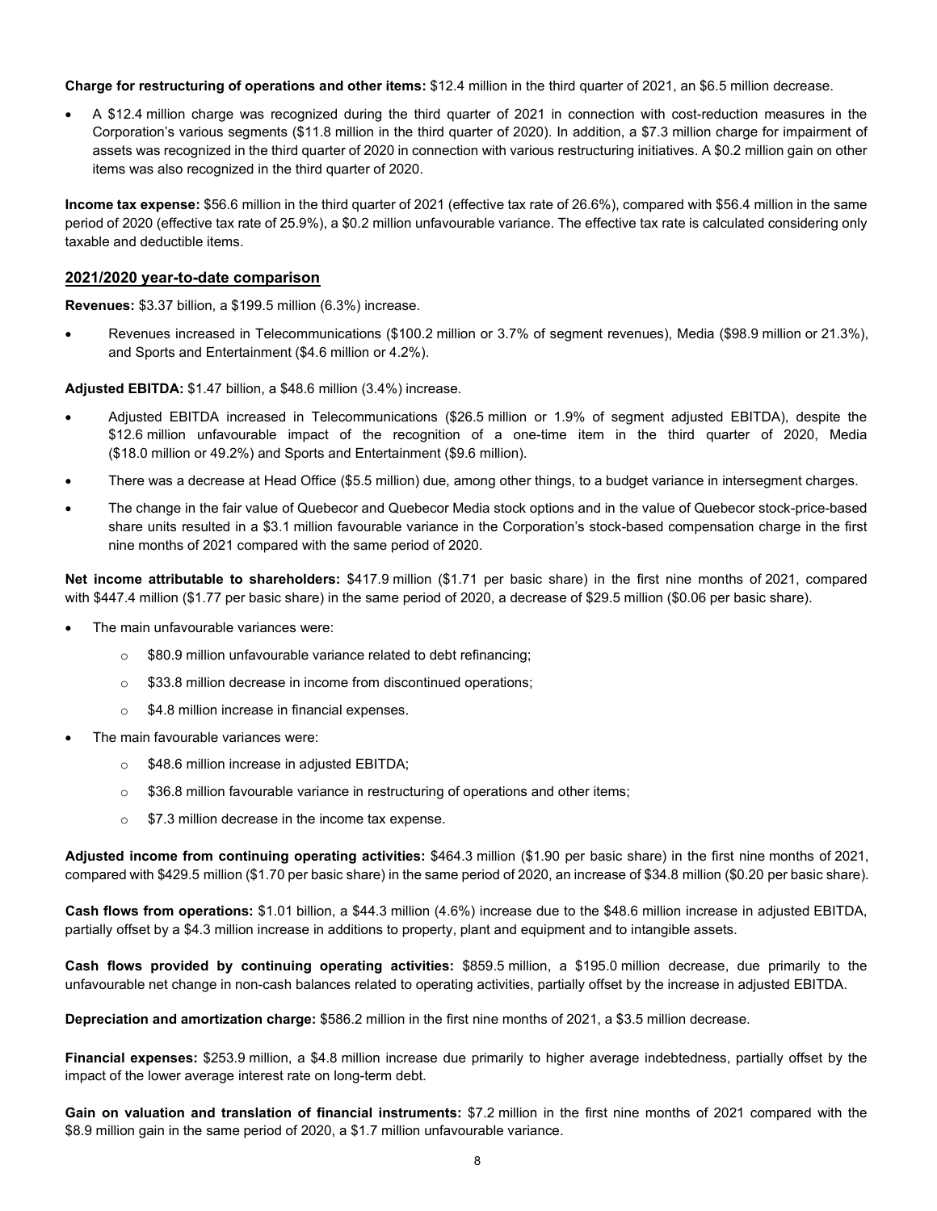**Charge for restructuring of operations and other items:** $12.4 million in the third quarter of 2021, an $6.5 million decrease.

- A $12.4 million charge was recognized during the third quarter of 2021 in connection with cost-reduction measures in the Corporation's various segments ($11.8 million in the third quarter of 2020). In addition, a $7.3 million charge for impairment of assets was recognized in the third quarter of 2020 in connection with various restructuring initiatives. A $0.2 million gain on other items was also recognized in the third quarter of 2020.

**Income tax expense:** $56.6 million in the third quarter of 2021 (effective tax rate of 26.6%), compared with $56.4 million in the same period of 2020 (effective tax rate of 25.9%), a $0.2 million unfavourable variance. The effective tax rate is calculated considering only taxable and deductible items.

## 2021/2020 year-to-date comparison

**Revenues:** $3.37 billion, a $199.5 million (6.3%) increase.

- Revenues increased in Telecommunications ($100.2 million or 3.7% of segment revenues), Media ($98.9 million or 21.3%), and Sports and Entertainment ($4.6 million or 4.2%).

**Adjusted EBITDA:** $1.47 billion, a $48.6 million (3.4%) increase.

- Adjusted EBITDA increased in Telecommunications ($26.5 million or 1.9% of segment adjusted EBITDA), despite the $12.6 million unfavourable impact of the recognition of a one-time item in the third quarter of 2020, Media ($18.0 million or 49.2%) and Sports and Entertainment ($9.6 million).
- There was a decrease at Head Office ($5.5 million) due, among other things, to a budget variance in intersegment charges.
- The change in the fair value of Quebecor and Quebecor Media stock options and in the value of Quebecor stock-price-based share units resulted in a $3.1 million favourable variance in the Corporation's stock-based compensation charge in the first nine months of 2021 compared with the same period of 2020.

**Net income attributable to shareholders:** $417.9 million ($1.71 per basic share) in the first nine months of 2021, compared with $447.4 million ($1.77 per basic share) in the same period of 2020, a decrease of $29.5 million ($0.06 per basic share).

- The main unfavourable variances were:
  - $80.9 million unfavourable variance related to debt refinancing;
  - $33.8 million decrease in income from discontinued operations;
  - $4.8 million increase in financial expenses.
- The main favourable variances were:
  - $48.6 million increase in adjusted EBITDA;
  - $36.8 million favourable variance in restructuring of operations and other items;
  - $7.3 million decrease in the income tax expense.

**Adjusted income from continuing operating activities:** $464.3 million ($1.90 per basic share) in the first nine months of 2021, compared with $429.5 million ($1.70 per basic share) in the same period of 2020, an increase of $34.8 million ($0.20 per basic share).

**Cash flows from operations:** $1.01 billion, a $44.3 million (4.6%) increase due to the $48.6 million increase in adjusted EBITDA, partially offset by a $4.3 million increase in additions to property, plant and equipment and to intangible assets.

**Cash flows provided by continuing operating activities:** $859.5 million, a $195.0 million decrease, due primarily to the unfavourable net change in non-cash balances related to operating activities, partially offset by the increase in adjusted EBITDA.

**Depreciation and amortization charge:** $586.2 million in the first nine months of 2021, a $3.5 million decrease.

**Financial expenses:** $253.9 million, a $4.8 million increase due primarily to higher average indebtedness, partially offset by the impact of the lower average interest rate on long-term debt.

**Gain on valuation and translation of financial instruments:** $7.2 million in the first nine months of 2021 compared with the $8.9 million gain in the same period of 2020, a $1.7 million unfavourable variance.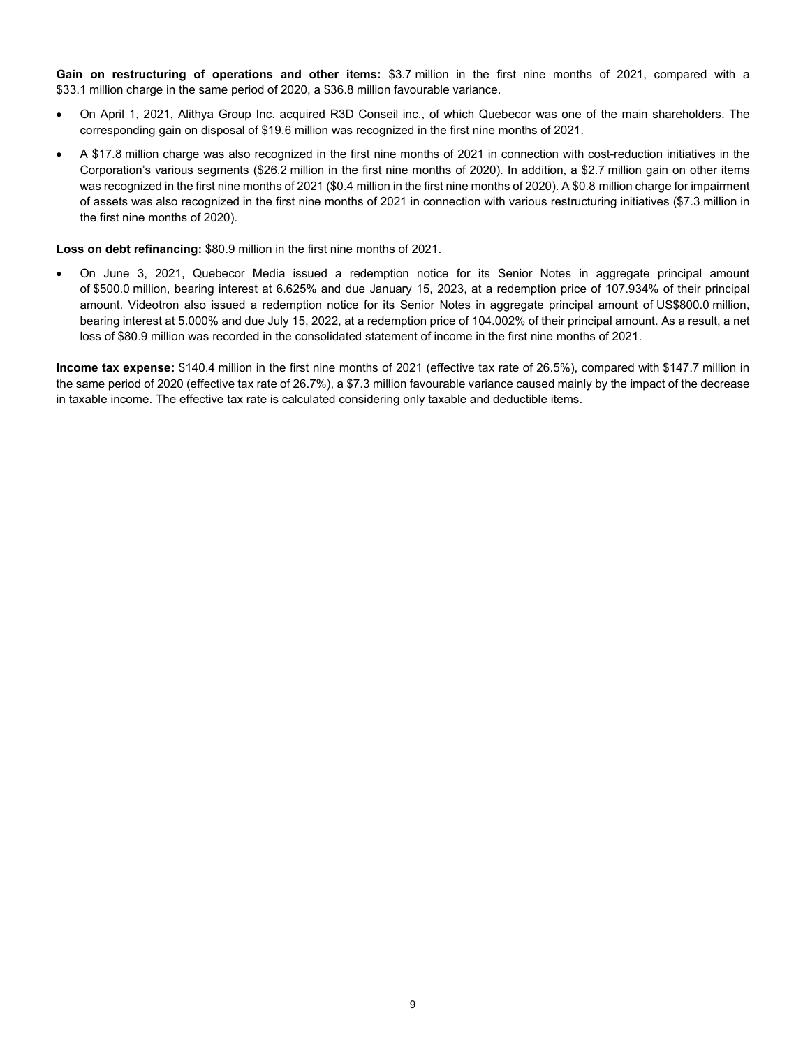**Gain on restructuring of operations and other items:** $3.7 million in the first nine months of 2021, compared with a $33.1 million charge in the same period of 2020, a $36.8 million favourable variance.

- On April 1, 2021, Alithya Group Inc. acquired R3D Conseil inc., of which Quebecor was one of the main shareholders. The corresponding gain on disposal of $19.6 million was recognized in the first nine months of 2021.
- A $17.8 million charge was also recognized in the first nine months of 2021 in connection with cost-reduction initiatives in the Corporation's various segments ($26.2 million in the first nine months of 2020). In addition, a $2.7 million gain on other items was recognized in the first nine months of 2021 ($0.4 million in the first nine months of 2020). A $0.8 million charge for impairment of assets was also recognized in the first nine months of 2021 in connection with various restructuring initiatives ($7.3 million in the first nine months of 2020).

**Loss on debt refinancing:** $80.9 million in the first nine months of 2021.

- On June 3, 2021, Quebecor Media issued a redemption notice for its Senior Notes in aggregate principal amount of $500.0 million, bearing interest at 6.625% and due January 15, 2023, at a redemption price of 107.934% of their principal amount. Videotron also issued a redemption notice for its Senior Notes in aggregate principal amount of US$800.0 million, bearing interest at 5.000% and due July 15, 2022, at a redemption price of 104.002% of their principal amount. As a result, a net loss of $80.9 million was recorded in the consolidated statement of income in the first nine months of 2021.

**Income tax expense:** $140.4 million in the first nine months of 2021 (effective tax rate of 26.5%), compared with $147.7 million in the same period of 2020 (effective tax rate of 26.7%), a $7.3 million favourable variance caused mainly by the impact of the decrease in taxable income. The effective tax rate is calculated considering only taxable and deductible items.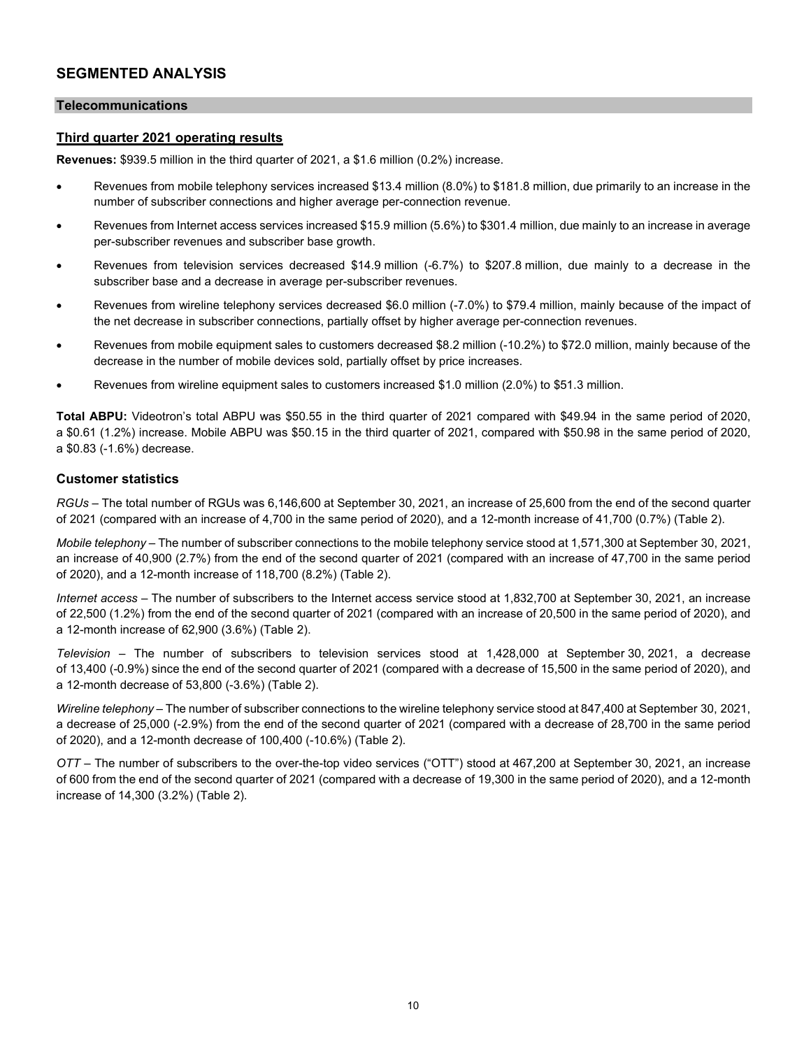## SEGMENTED ANALYSIS

### Telecommunications

#### Third quarter 2021 operating results

**Revenues:** $939.5 million in the third quarter of 2021, a $1.6 million (0.2%) increase.

- Revenues from mobile telephony services increased $13.4 million (8.0%) to $181.8 million, due primarily to an increase in the number of subscriber connections and higher average per-connection revenue.
- Revenues from Internet access services increased $15.9 million (5.6%) to $301.4 million, due mainly to an increase in average per-subscriber revenues and subscriber base growth.
- Revenues from television services decreased $14.9 million (-6.7%) to $207.8 million, due mainly to a decrease in the subscriber base and a decrease in average per-subscriber revenues.
- Revenues from wireline telephony services decreased $6.0 million (-7.0%) to $79.4 million, mainly because of the impact of the net decrease in subscriber connections, partially offset by higher average per-connection revenues.
- Revenues from mobile equipment sales to customers decreased $8.2 million (-10.2%) to $72.0 million, mainly because of the decrease in the number of mobile devices sold, partially offset by price increases.
- Revenues from wireline equipment sales to customers increased $1.0 million (2.0%) to $51.3 million.

**Total ABPU:** Videotron's total ABPU was $50.55 in the third quarter of 2021 compared with $49.94 in the same period of 2020, a $0.61 (1.2%) increase. Mobile ABPU was $50.15 in the third quarter of 2021, compared with $50.98 in the same period of 2020, a $0.83 (-1.6%) decrease.

#### Customer statistics

*RGUs* – The total number of RGUs was 6,146,600 at September 30, 2021, an increase of 25,600 from the end of the second quarter of 2021 (compared with an increase of 4,700 in the same period of 2020), and a 12-month increase of 41,700 (0.7%) (Table 2).

*Mobile telephony* – The number of subscriber connections to the mobile telephony service stood at 1,571,300 at September 30, 2021, an increase of 40,900 (2.7%) from the end of the second quarter of 2021 (compared with an increase of 47,700 in the same period of 2020), and a 12-month increase of 118,700 (8.2%) (Table 2).

*Internet access* – The number of subscribers to the Internet access service stood at 1,832,700 at September 30, 2021, an increase of 22,500 (1.2%) from the end of the second quarter of 2021 (compared with an increase of 20,500 in the same period of 2020), and a 12-month increase of 62,900 (3.6%) (Table 2).

*Television* – The number of subscribers to television services stood at 1,428,000 at September 30, 2021, a decrease of 13,400 (-0.9%) since the end of the second quarter of 2021 (compared with a decrease of 15,500 in the same period of 2020), and a 12-month decrease of 53,800 (-3.6%) (Table 2).

*Wireline telephony* – The number of subscriber connections to the wireline telephony service stood at 847,400 at September 30, 2021, a decrease of 25,000 (-2.9%) from the end of the second quarter of 2021 (compared with a decrease of 28,700 in the same period of 2020), and a 12-month decrease of 100,400 (-10.6%) (Table 2).

*OTT* – The number of subscribers to the over-the-top video services ("OTT") stood at 467,200 at September 30, 2021, an increase of 600 from the end of the second quarter of 2021 (compared with a decrease of 19,300 in the same period of 2020), and a 12-month increase of 14,300 (3.2%) (Table 2).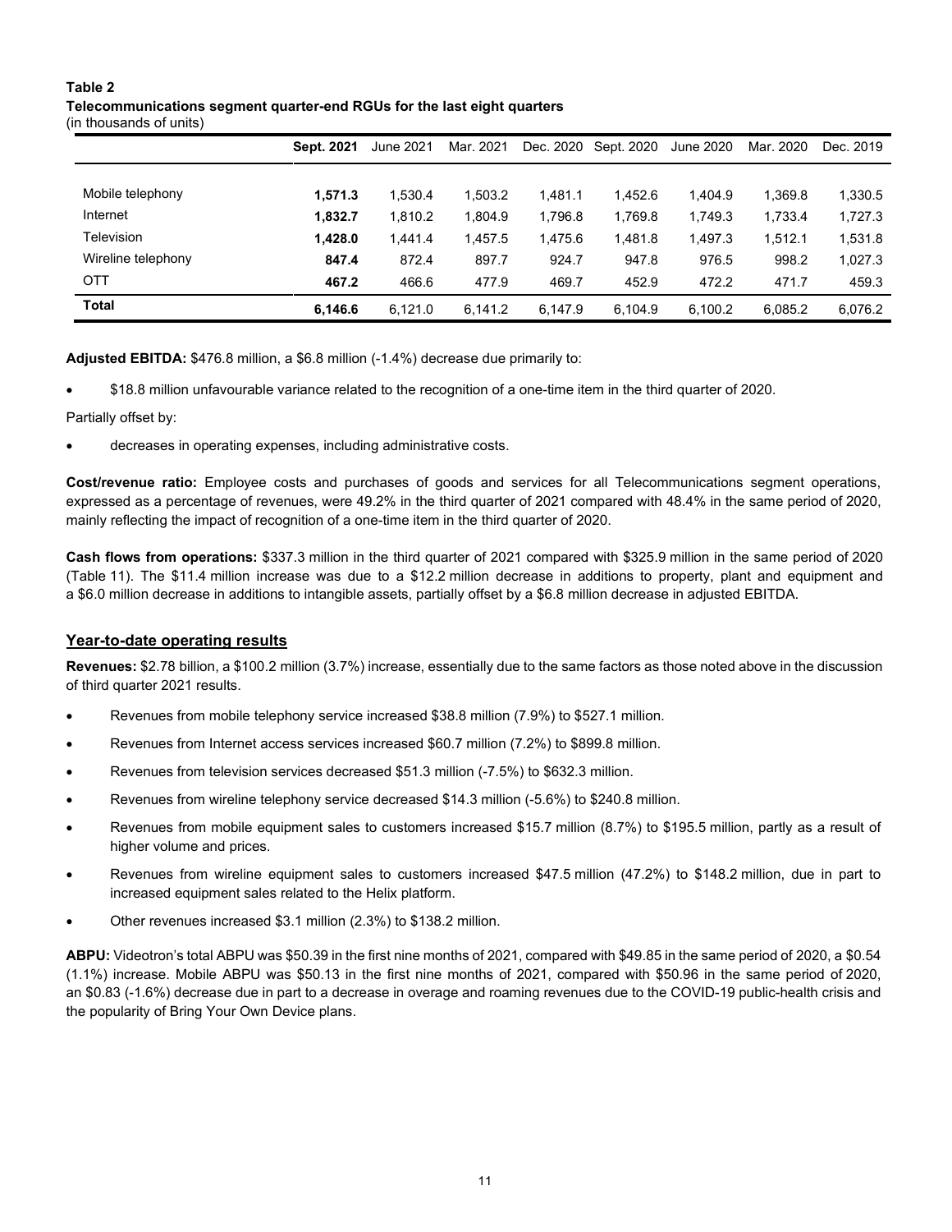**Table 2**
**Telecommunications segment quarter-end RGUs for the last eight quarters**
(in thousands of units)

| | **Sept. 2021** | June 2021 | Mar. 2021 | Dec. 2020 | Sept. 2020 | June 2020 | Mar. 2020 | Dec. 2019 |
|---|---|---|---|---|---|---|---|---|
| Mobile telephony | **1,571.3** | 1,530.4 | 1,503.2 | 1,481.1 | 1,452.6 | 1,404.9 | 1,369.8 | 1,330.5 |
| Internet | **1,832.7** | 1,810.2 | 1,804.9 | 1,796.8 | 1,769.8 | 1,749.3 | 1,733.4 | 1,727.3 |
| Television | **1,428.0** | 1,441.4 | 1,457.5 | 1,475.6 | 1,481.8 | 1,497.3 | 1,512.1 | 1,531.8 |
| Wireline telephony | **847.4** | 872.4 | 897.7 | 924.7 | 947.8 | 976.5 | 998.2 | 1,027.3 |
| OTT | **467.2** | 466.6 | 477.9 | 469.7 | 452.9 | 472.2 | 471.7 | 459.3 |
| **Total** | **6,146.6** | 6,121.0 | 6,141.2 | 6,147.9 | 6,104.9 | 6,100.2 | 6,085.2 | 6,076.2 |

**Adjusted EBITDA:** $476.8 million, a $6.8 million (-1.4%) decrease due primarily to:

- $18.8 million unfavourable variance related to the recognition of a one-time item in the third quarter of 2020.

Partially offset by:

- decreases in operating expenses, including administrative costs.

**Cost/revenue ratio:** Employee costs and purchases of goods and services for all Telecommunications segment operations, expressed as a percentage of revenues, were 49.2% in the third quarter of 2021 compared with 48.4% in the same period of 2020, mainly reflecting the impact of recognition of a one-time item in the third quarter of 2020.

**Cash flows from operations:** $337.3 million in the third quarter of 2021 compared with $325.9 million in the same period of 2020 (Table 11). The $11.4 million increase was due to a $12.2 million decrease in additions to property, plant and equipment and a $6.0 million decrease in additions to intangible assets, partially offset by a $6.8 million decrease in adjusted EBITDA.

## Year-to-date operating results

**Revenues:** $2.78 billion, a $100.2 million (3.7%) increase, essentially due to the same factors as those noted above in the discussion of third quarter 2021 results.

- Revenues from mobile telephony service increased $38.8 million (7.9%) to $527.1 million.
- Revenues from Internet access services increased $60.7 million (7.2%) to $899.8 million.
- Revenues from television services decreased $51.3 million (-7.5%) to $632.3 million.
- Revenues from wireline telephony service decreased $14.3 million (-5.6%) to $240.8 million.
- Revenues from mobile equipment sales to customers increased $15.7 million (8.7%) to $195.5 million, partly as a result of higher volume and prices.
- Revenues from wireline equipment sales to customers increased $47.5 million (47.2%) to $148.2 million, due in part to increased equipment sales related to the Helix platform.
- Other revenues increased $3.1 million (2.3%) to $138.2 million.

**ABPU:** Videotron's total ABPU was $50.39 in the first nine months of 2021, compared with $49.85 in the same period of 2020, a $0.54 (1.1%) increase. Mobile ABPU was $50.13 in the first nine months of 2021, compared with $50.96 in the same period of 2020, an $0.83 (-1.6%) decrease due in part to a decrease in overage and roaming revenues due to the COVID-19 public-health crisis and the popularity of Bring Your Own Device plans.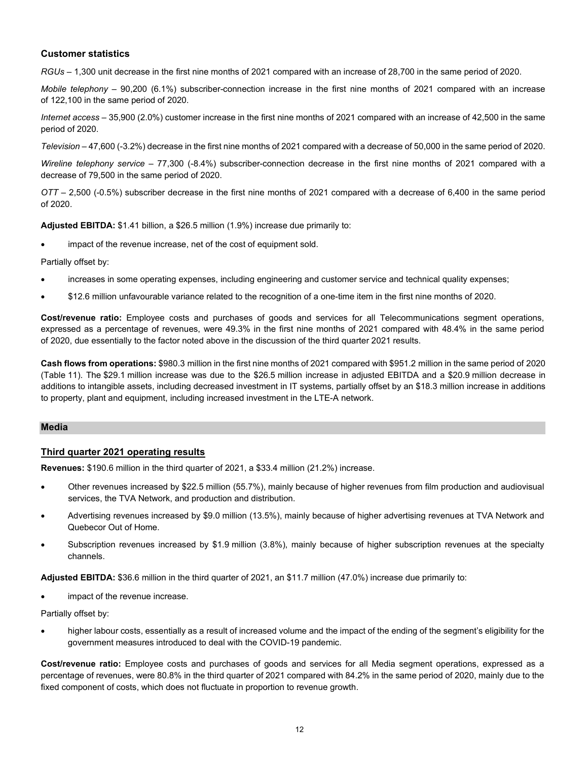### Customer statistics

*RGUs* – 1,300 unit decrease in the first nine months of 2021 compared with an increase of 28,700 in the same period of 2020.

*Mobile telephony* – 90,200 (6.1%) subscriber-connection increase in the first nine months of 2021 compared with an increase of 122,100 in the same period of 2020.

*Internet access* – 35,900 (2.0%) customer increase in the first nine months of 2021 compared with an increase of 42,500 in the same period of 2020.

*Television* – 47,600 (-3.2%) decrease in the first nine months of 2021 compared with a decrease of 50,000 in the same period of 2020.

*Wireline telephony service* – 77,300 (-8.4%) subscriber-connection decrease in the first nine months of 2021 compared with a decrease of 79,500 in the same period of 2020.

*OTT* – 2,500 (-0.5%) subscriber decrease in the first nine months of 2021 compared with a decrease of 6,400 in the same period of 2020.

**Adjusted EBITDA:** $1.41 billion, a $26.5 million (1.9%) increase due primarily to:

- impact of the revenue increase, net of the cost of equipment sold.

Partially offset by:

- increases in some operating expenses, including engineering and customer service and technical quality expenses;
- $12.6 million unfavourable variance related to the recognition of a one-time item in the first nine months of 2020.

**Cost/revenue ratio:** Employee costs and purchases of goods and services for all Telecommunications segment operations, expressed as a percentage of revenues, were 49.3% in the first nine months of 2021 compared with 48.4% in the same period of 2020, due essentially to the factor noted above in the discussion of the third quarter 2021 results.

**Cash flows from operations:** $980.3 million in the first nine months of 2021 compared with $951.2 million in the same period of 2020 (Table 11). The $29.1 million increase was due to the $26.5 million increase in adjusted EBITDA and a $20.9 million decrease in additions to intangible assets, including decreased investment in IT systems, partially offset by an $18.3 million increase in additions to property, plant and equipment, including increased investment in the LTE-A network.

## Media

### Third quarter 2021 operating results

**Revenues:** $190.6 million in the third quarter of 2021, a $33.4 million (21.2%) increase.

- Other revenues increased by $22.5 million (55.7%), mainly because of higher revenues from film production and audiovisual services, the TVA Network, and production and distribution.
- Advertising revenues increased by $9.0 million (13.5%), mainly because of higher advertising revenues at TVA Network and Quebecor Out of Home.
- Subscription revenues increased by $1.9 million (3.8%), mainly because of higher subscription revenues at the specialty channels.

**Adjusted EBITDA:** $36.6 million in the third quarter of 2021, an $11.7 million (47.0%) increase due primarily to:

- impact of the revenue increase.

Partially offset by:

- higher labour costs, essentially as a result of increased volume and the impact of the ending of the segment's eligibility for the government measures introduced to deal with the COVID-19 pandemic.

**Cost/revenue ratio:** Employee costs and purchases of goods and services for all Media segment operations, expressed as a percentage of revenues, were 80.8% in the third quarter of 2021 compared with 84.2% in the same period of 2020, mainly due to the fixed component of costs, which does not fluctuate in proportion to revenue growth.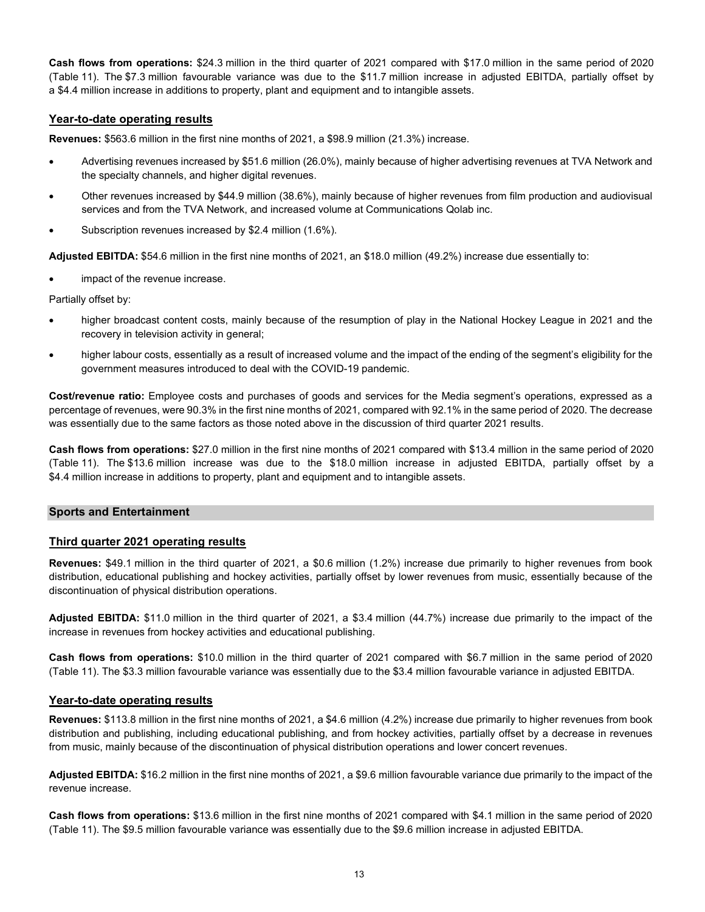**Cash flows from operations:** $24.3 million in the third quarter of 2021 compared with $17.0 million in the same period of 2020 (Table 11). The $7.3 million favourable variance was due to the $11.7 million increase in adjusted EBITDA, partially offset by a $4.4 million increase in additions to property, plant and equipment and to intangible assets.

## Year-to-date operating results

**Revenues:** $563.6 million in the first nine months of 2021, a $98.9 million (21.3%) increase.

- Advertising revenues increased by $51.6 million (26.0%), mainly because of higher advertising revenues at TVA Network and the specialty channels, and higher digital revenues.
- Other revenues increased by $44.9 million (38.6%), mainly because of higher revenues from film production and audiovisual services and from the TVA Network, and increased volume at Communications Qolab inc.
- Subscription revenues increased by $2.4 million (1.6%).

**Adjusted EBITDA:** $54.6 million in the first nine months of 2021, an $18.0 million (49.2%) increase due essentially to:

- impact of the revenue increase.

Partially offset by:

- higher broadcast content costs, mainly because of the resumption of play in the National Hockey League in 2021 and the recovery in television activity in general;
- higher labour costs, essentially as a result of increased volume and the impact of the ending of the segment's eligibility for the government measures introduced to deal with the COVID-19 pandemic.

**Cost/revenue ratio:** Employee costs and purchases of goods and services for the Media segment's operations, expressed as a percentage of revenues, were 90.3% in the first nine months of 2021, compared with 92.1% in the same period of 2020. The decrease was essentially due to the same factors as those noted above in the discussion of third quarter 2021 results.

**Cash flows from operations:** $27.0 million in the first nine months of 2021 compared with $13.4 million in the same period of 2020 (Table 11). The $13.6 million increase was due to the $18.0 million increase in adjusted EBITDA, partially offset by a $4.4 million increase in additions to property, plant and equipment and to intangible assets.

# Sports and Entertainment

## Third quarter 2021 operating results

**Revenues:** $49.1 million in the third quarter of 2021, a $0.6 million (1.2%) increase due primarily to higher revenues from book distribution, educational publishing and hockey activities, partially offset by lower revenues from music, essentially because of the discontinuation of physical distribution operations.

**Adjusted EBITDA:** $11.0 million in the third quarter of 2021, a $3.4 million (44.7%) increase due primarily to the impact of the increase in revenues from hockey activities and educational publishing.

**Cash flows from operations:** $10.0 million in the third quarter of 2021 compared with $6.7 million in the same period of 2020 (Table 11). The $3.3 million favourable variance was essentially due to the $3.4 million favourable variance in adjusted EBITDA.

## Year-to-date operating results

**Revenues:** $113.8 million in the first nine months of 2021, a $4.6 million (4.2%) increase due primarily to higher revenues from book distribution and publishing, including educational publishing, and from hockey activities, partially offset by a decrease in revenues from music, mainly because of the discontinuation of physical distribution operations and lower concert revenues.

**Adjusted EBITDA:** $16.2 million in the first nine months of 2021, a $9.6 million favourable variance due primarily to the impact of the revenue increase.

**Cash flows from operations:** $13.6 million in the first nine months of 2021 compared with $4.1 million in the same period of 2020 (Table 11). The $9.5 million favourable variance was essentially due to the $9.6 million increase in adjusted EBITDA.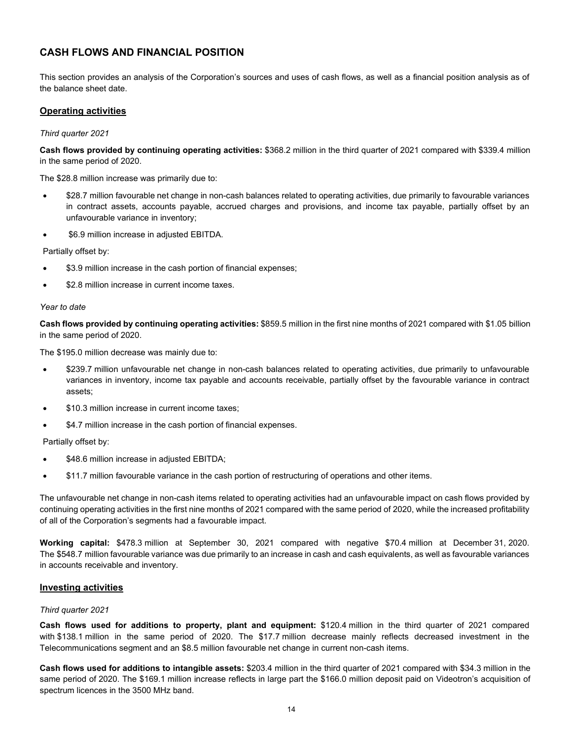## CASH FLOWS AND FINANCIAL POSITION

This section provides an analysis of the Corporation's sources and uses of cash flows, as well as a financial position analysis as of the balance sheet date.

### Operating activities

*Third quarter 2021*

**Cash flows provided by continuing operating activities:** $368.2 million in the third quarter of 2021 compared with $339.4 million in the same period of 2020.

The $28.8 million increase was primarily due to:

- $28.7 million favourable net change in non-cash balances related to operating activities, due primarily to favourable variances in contract assets, accounts payable, accrued charges and provisions, and income tax payable, partially offset by an unfavourable variance in inventory;
- $6.9 million increase in adjusted EBITDA.

Partially offset by:

- $3.9 million increase in the cash portion of financial expenses;
- $2.8 million increase in current income taxes.

*Year to date*

**Cash flows provided by continuing operating activities:** $859.5 million in the first nine months of 2021 compared with $1.05 billion in the same period of 2020.

The $195.0 million decrease was mainly due to:

- $239.7 million unfavourable net change in non-cash balances related to operating activities, due primarily to unfavourable variances in inventory, income tax payable and accounts receivable, partially offset by the favourable variance in contract assets;
- $10.3 million increase in current income taxes;
- $4.7 million increase in the cash portion of financial expenses.

Partially offset by:

- $48.6 million increase in adjusted EBITDA;
- $11.7 million favourable variance in the cash portion of restructuring of operations and other items.

The unfavourable net change in non-cash items related to operating activities had an unfavourable impact on cash flows provided by continuing operating activities in the first nine months of 2021 compared with the same period of 2020, while the increased profitability of all of the Corporation's segments had a favourable impact.

**Working capital:** $478.3 million at September 30, 2021 compared with negative $70.4 million at December 31, 2020. The $548.7 million favourable variance was due primarily to an increase in cash and cash equivalents, as well as favourable variances in accounts receivable and inventory.

### Investing activities

*Third quarter 2021*

**Cash flows used for additions to property, plant and equipment:** $120.4 million in the third quarter of 2021 compared with $138.1 million in the same period of 2020. The $17.7 million decrease mainly reflects decreased investment in the Telecommunications segment and an $8.5 million favourable net change in current non-cash items.

**Cash flows used for additions to intangible assets:** $203.4 million in the third quarter of 2021 compared with $34.3 million in the same period of 2020. The $169.1 million increase reflects in large part the $166.0 million deposit paid on Videotron's acquisition of spectrum licences in the 3500 MHz band.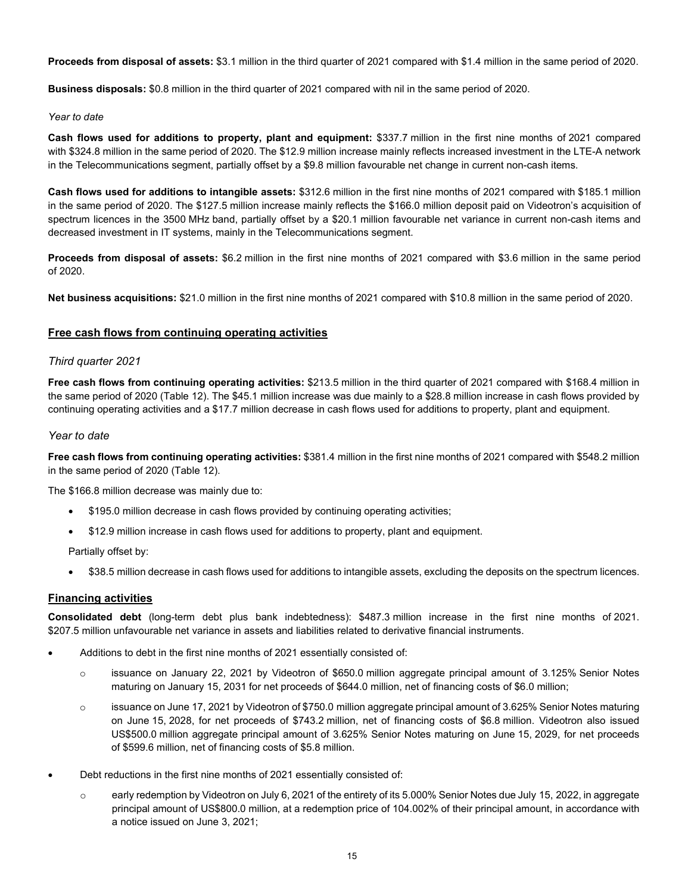**Proceeds from disposal of assets:** $3.1 million in the third quarter of 2021 compared with $1.4 million in the same period of 2020.

**Business disposals:** $0.8 million in the third quarter of 2021 compared with nil in the same period of 2020.

*Year to date*

**Cash flows used for additions to property, plant and equipment:** $337.7 million in the first nine months of 2021 compared with $324.8 million in the same period of 2020. The $12.9 million increase mainly reflects increased investment in the LTE-A network in the Telecommunications segment, partially offset by a $9.8 million favourable net change in current non-cash items.

**Cash flows used for additions to intangible assets:** $312.6 million in the first nine months of 2021 compared with $185.1 million in the same period of 2020. The $127.5 million increase mainly reflects the $166.0 million deposit paid on Videotron's acquisition of spectrum licences in the 3500 MHz band, partially offset by a $20.1 million favourable net variance in current non-cash items and decreased investment in IT systems, mainly in the Telecommunications segment.

**Proceeds from disposal of assets:** $6.2 million in the first nine months of 2021 compared with $3.6 million in the same period of 2020.

**Net business acquisitions:** $21.0 million in the first nine months of 2021 compared with $10.8 million in the same period of 2020.

## Free cash flows from continuing operating activities

### *Third quarter 2021*

**Free cash flows from continuing operating activities:** $213.5 million in the third quarter of 2021 compared with $168.4 million in the same period of 2020 (Table 12). The $45.1 million increase was due mainly to a $28.8 million increase in cash flows provided by continuing operating activities and a $17.7 million decrease in cash flows used for additions to property, plant and equipment.

### *Year to date*

**Free cash flows from continuing operating activities:** $381.4 million in the first nine months of 2021 compared with $548.2 million in the same period of 2020 (Table 12).

The $166.8 million decrease was mainly due to:

- $195.0 million decrease in cash flows provided by continuing operating activities;
- $12.9 million increase in cash flows used for additions to property, plant and equipment.

Partially offset by:

- $38.5 million decrease in cash flows used for additions to intangible assets, excluding the deposits on the spectrum licences.

## Financing activities

**Consolidated debt** (long-term debt plus bank indebtedness): $487.3 million increase in the first nine months of 2021. $207.5 million unfavourable net variance in assets and liabilities related to derivative financial instruments.

- Additions to debt in the first nine months of 2021 essentially consisted of:
    - issuance on January 22, 2021 by Videotron of $650.0 million aggregate principal amount of 3.125% Senior Notes maturing on January 15, 2031 for net proceeds of $644.0 million, net of financing costs of $6.0 million;
    - issuance on June 17, 2021 by Videotron of $750.0 million aggregate principal amount of 3.625% Senior Notes maturing on June 15, 2028, for net proceeds of $743.2 million, net of financing costs of $6.8 million. Videotron also issued US$500.0 million aggregate principal amount of 3.625% Senior Notes maturing on June 15, 2029, for net proceeds of $599.6 million, net of financing costs of $5.8 million.
- Debt reductions in the first nine months of 2021 essentially consisted of:
    - early redemption by Videotron on July 6, 2021 of the entirety of its 5.000% Senior Notes due July 15, 2022, in aggregate principal amount of US$800.0 million, at a redemption price of 104.002% of their principal amount, in accordance with a notice issued on June 3, 2021;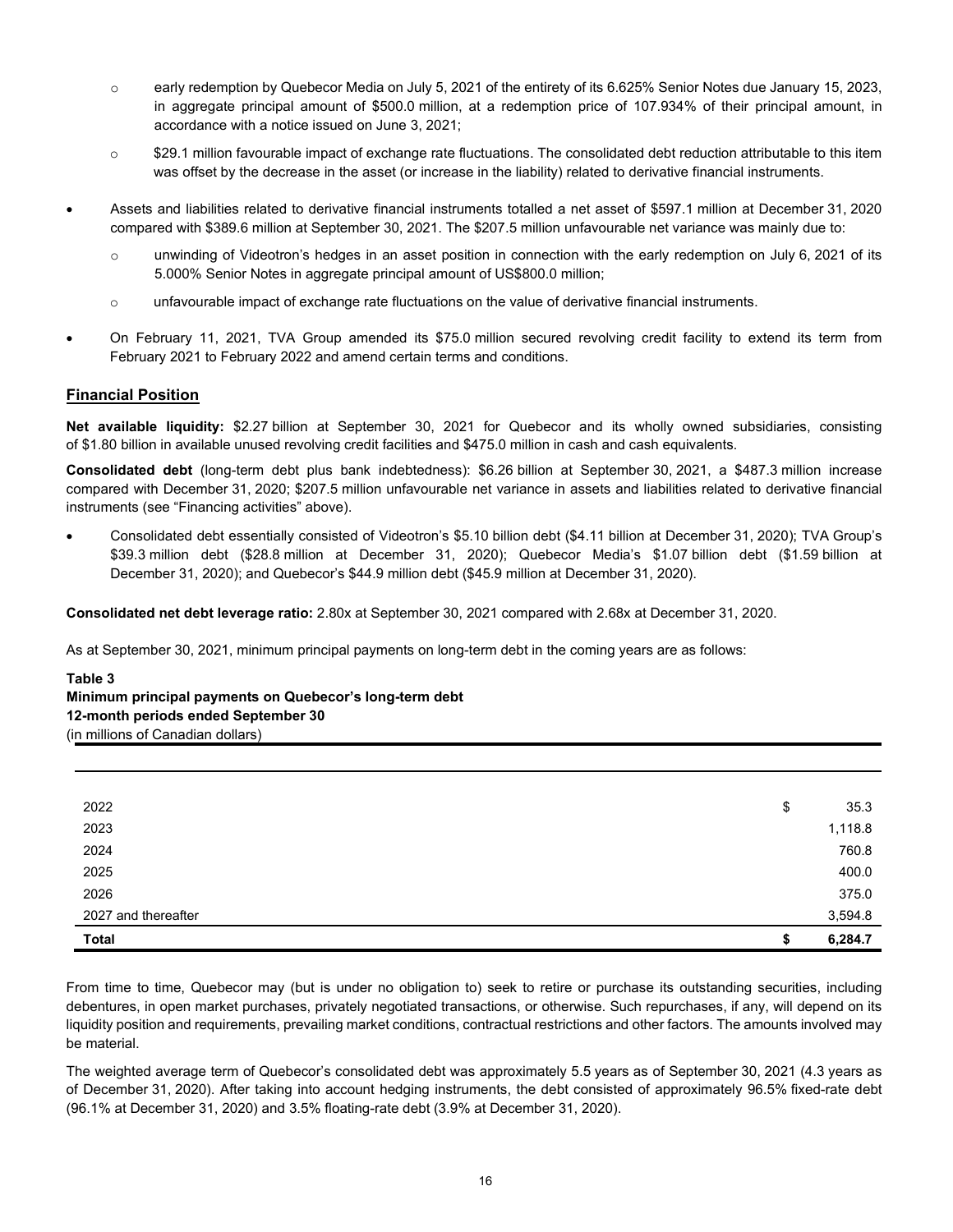- early redemption by Quebecor Media on July 5, 2021 of the entirety of its 6.625% Senior Notes due January 15, 2023, in aggregate principal amount of $500.0 million, at a redemption price of 107.934% of their principal amount, in accordance with a notice issued on June 3, 2021;
  - $29.1 million favourable impact of exchange rate fluctuations. The consolidated debt reduction attributable to this item was offset by the decrease in the asset (or increase in the liability) related to derivative financial instruments.

- Assets and liabilities related to derivative financial instruments totalled a net asset of $597.1 million at December 31, 2020 compared with $389.6 million at September 30, 2021. The $207.5 million unfavourable net variance was mainly due to:
  - unwinding of Videotron's hedges in an asset position in connection with the early redemption on July 6, 2021 of its 5.000% Senior Notes in aggregate principal amount of US$800.0 million;
  - unfavourable impact of exchange rate fluctuations on the value of derivative financial instruments.

- On February 11, 2021, TVA Group amended its $75.0 million secured revolving credit facility to extend its term from February 2021 to February 2022 and amend certain terms and conditions.

## Financial Position

**Net available liquidity:** $2.27 billion at September 30, 2021 for Quebecor and its wholly owned subsidiaries, consisting of $1.80 billion in available unused revolving credit facilities and $475.0 million in cash and cash equivalents.

**Consolidated debt** (long-term debt plus bank indebtedness): $6.26 billion at September 30, 2021, a $487.3 million increase compared with December 31, 2020; $207.5 million unfavourable net variance in assets and liabilities related to derivative financial instruments (see "Financing activities" above).

- Consolidated debt essentially consisted of Videotron's $5.10 billion debt ($4.11 billion at December 31, 2020); TVA Group's $39.3 million debt ($28.8 million at December 31, 2020); Quebecor Media's $1.07 billion debt ($1.59 billion at December 31, 2020); and Quebecor's $44.9 million debt ($45.9 million at December 31, 2020).

**Consolidated net debt leverage ratio:** 2.80x at September 30, 2021 compared with 2.68x at December 31, 2020.

As at September 30, 2021, minimum principal payments on long-term debt in the coming years are as follows:

**Table 3**
**Minimum principal payments on Quebecor's long-term debt**
**12-month periods ended September 30**
(in millions of Canadian dollars)

| | |
|---|---|
| 2022 | $ 35.3 |
| 2023 | 1,118.8 |
| 2024 | 760.8 |
| 2025 | 400.0 |
| 2026 | 375.0 |
| 2027 and thereafter | 3,594.8 |
| **Total** | **$ 6,284.7** |

From time to time, Quebecor may (but is under no obligation to) seek to retire or purchase its outstanding securities, including debentures, in open market purchases, privately negotiated transactions, or otherwise. Such repurchases, if any, will depend on its liquidity position and requirements, prevailing market conditions, contractual restrictions and other factors. The amounts involved may be material.

The weighted average term of Quebecor's consolidated debt was approximately 5.5 years as of September 30, 2021 (4.3 years as of December 31, 2020). After taking into account hedging instruments, the debt consisted of approximately 96.5% fixed-rate debt (96.1% at December 31, 2020) and 3.5% floating-rate debt (3.9% at December 31, 2020).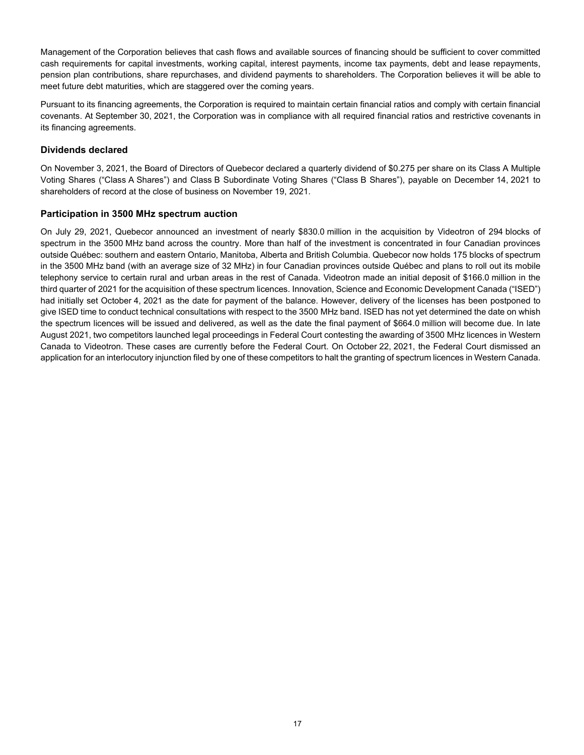Management of the Corporation believes that cash flows and available sources of financing should be sufficient to cover committed cash requirements for capital investments, working capital, interest payments, income tax payments, debt and lease repayments, pension plan contributions, share repurchases, and dividend payments to shareholders. The Corporation believes it will be able to meet future debt maturities, which are staggered over the coming years.

Pursuant to its financing agreements, the Corporation is required to maintain certain financial ratios and comply with certain financial covenants. At September 30, 2021, the Corporation was in compliance with all required financial ratios and restrictive covenants in its financing agreements.

### Dividends declared

On November 3, 2021, the Board of Directors of Quebecor declared a quarterly dividend of $0.275 per share on its Class A Multiple Voting Shares ("Class A Shares") and Class B Subordinate Voting Shares ("Class B Shares"), payable on December 14, 2021 to shareholders of record at the close of business on November 19, 2021.

### Participation in 3500 MHz spectrum auction

On July 29, 2021, Quebecor announced an investment of nearly $830.0 million in the acquisition by Videotron of 294 blocks of spectrum in the 3500 MHz band across the country. More than half of the investment is concentrated in four Canadian provinces outside Québec: southern and eastern Ontario, Manitoba, Alberta and British Columbia. Quebecor now holds 175 blocks of spectrum in the 3500 MHz band (with an average size of 32 MHz) in four Canadian provinces outside Québec and plans to roll out its mobile telephony service to certain rural and urban areas in the rest of Canada. Videotron made an initial deposit of $166.0 million in the third quarter of 2021 for the acquisition of these spectrum licences. Innovation, Science and Economic Development Canada ("ISED") had initially set October 4, 2021 as the date for payment of the balance. However, delivery of the licenses has been postponed to give ISED time to conduct technical consultations with respect to the 3500 MHz band. ISED has not yet determined the date on whish the spectrum licences will be issued and delivered, as well as the date the final payment of $664.0 million will become due. In late August 2021, two competitors launched legal proceedings in Federal Court contesting the awarding of 3500 MHz licences in Western Canada to Videotron. These cases are currently before the Federal Court. On October 22, 2021, the Federal Court dismissed an application for an interlocutory injunction filed by one of these competitors to halt the granting of spectrum licences in Western Canada.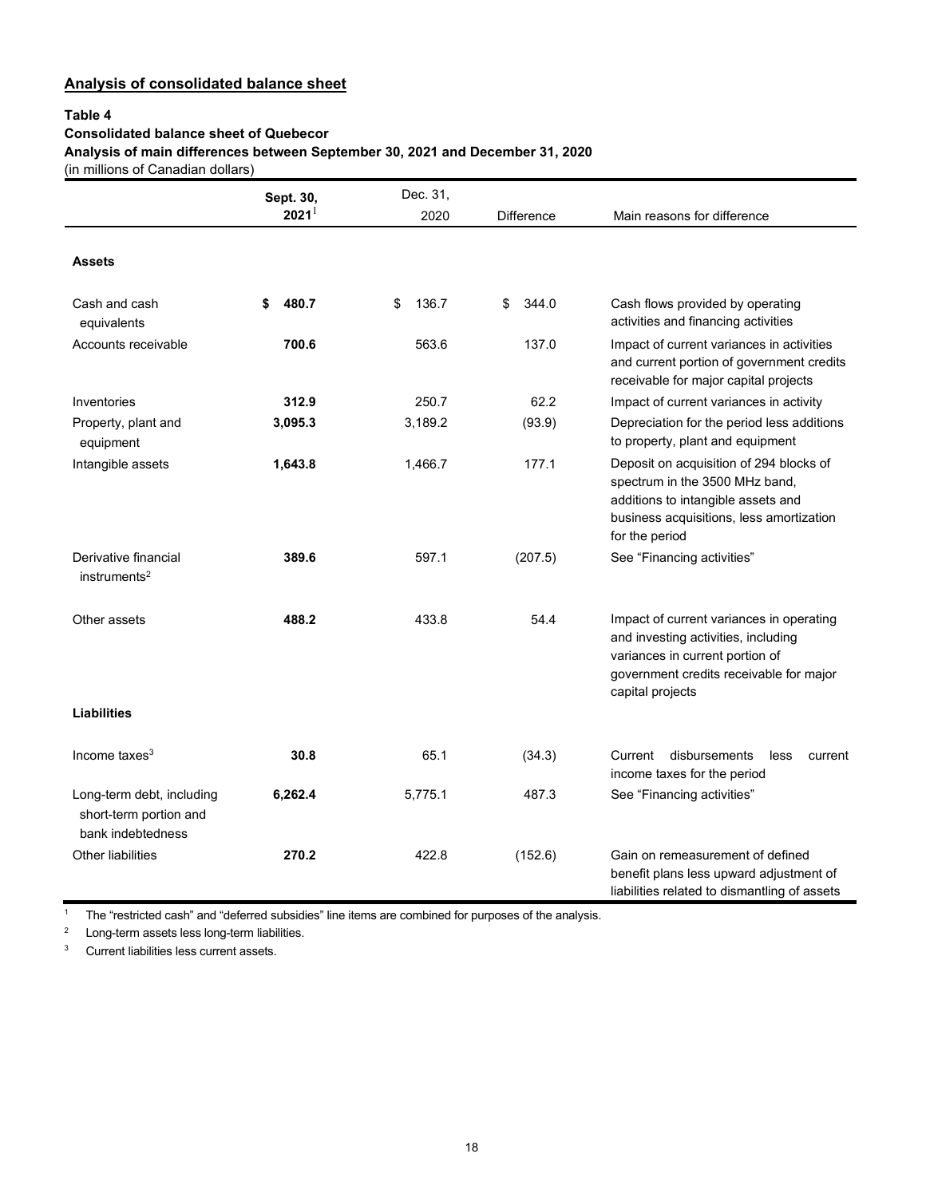## Analysis of consolidated balance sheet

**Table 4**
**Consolidated balance sheet of Quebecor**
**Analysis of main differences between September 30, 2021 and December 31, 2020**
(in millions of Canadian dollars)

| | Sept. 30, 2021[1] | Dec. 31, 2020 | Difference | Main reasons for difference |
|---|---|---|---|---|
| **Assets** | | | | |
| Cash and cash equivalents | **$ 480.7** | $ 136.7 | $ 344.0 | Cash flows provided by operating activities and financing activities |
| Accounts receivable | **700.6** | 563.6 | 137.0 | Impact of current variances in activities and current portion of government credits receivable for major capital projects |
| Inventories | **312.9** | 250.7 | 62.2 | Impact of current variances in activity |
| Property, plant and equipment | **3,095.3** | 3,189.2 | (93.9) | Depreciation for the period less additions to property, plant and equipment |
| Intangible assets | **1,643.8** | 1,466.7 | 177.1 | Deposit on acquisition of 294 blocks of spectrum in the 3500 MHz band, additions to intangible assets and business acquisitions, less amortization for the period |
| Derivative financial instruments[2] | **389.6** | 597.1 | (207.5) | See "Financing activities" |
| Other assets | **488.2** | 433.8 | 54.4 | Impact of current variances in operating and investing activities, including variances in current portion of government credits receivable for major capital projects |
| **Liabilities** | | | | |
| Income taxes[3] | **30.8** | 65.1 | (34.3) | Current disbursements less current income taxes for the period |
| Long-term debt, including short-term portion and bank indebtedness | **6,262.4** | 5,775.1 | 487.3 | See "Financing activities" |
| Other liabilities | **270.2** | 422.8 | (152.6) | Gain on remeasurement of defined benefit plans less upward adjustment of liabilities related to dismantling of assets |

[1] The "restricted cash" and "deferred subsidies" line items are combined for purposes of the analysis.

[2] Long-term assets less long-term liabilities.

[3] Current liabilities less current assets.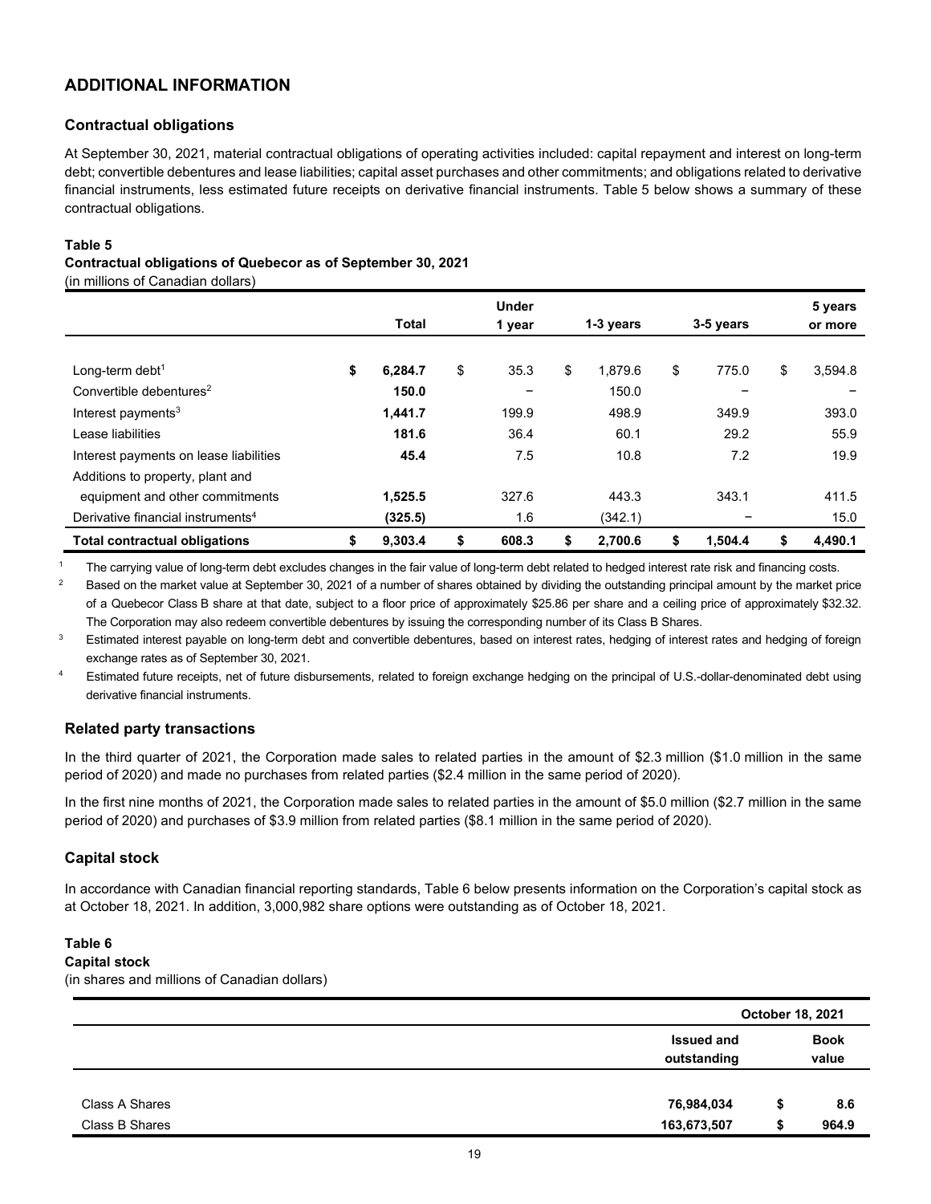## ADDITIONAL INFORMATION

### Contractual obligations

At September 30, 2021, material contractual obligations of operating activities included: capital repayment and interest on long-term debt; convertible debentures and lease liabilities; capital asset purchases and other commitments; and obligations related to derivative financial instruments, less estimated future receipts on derivative financial instruments. Table 5 below shows a summary of these contractual obligations.

**Table 5**
**Contractual obligations of Quebecor as of September 30, 2021**
(in millions of Canadian dollars)

| | Total | Under 1 year | 1-3 years | 3-5 years | 5 years or more |
|---|---|---|---|---|---|
| Long-term debt[1] | **$ 6,284.7** | $ 35.3 | $ 1,879.6 | $ 775.0 | $ 3,594.8 |
| Convertible debentures[2] | **150.0** | – | 150.0 | – | – |
| Interest payments[3] | **1,441.7** | 199.9 | 498.9 | 349.9 | 393.0 |
| Lease liabilities | **181.6** | 36.4 | 60.1 | 29.2 | 55.9 |
| Interest payments on lease liabilities | **45.4** | 7.5 | 10.8 | 7.2 | 19.9 |
| Additions to property, plant and equipment and other commitments | **1,525.5** | 327.6 | 443.3 | 343.1 | 411.5 |
| Derivative financial instruments[4] | **(325.5)** | 1.6 | (342.1) | – | 15.0 |
| **Total contractual obligations** | **$ 9,303.4** | **$ 608.3** | **$ 2,700.6** | **$ 1,504.4** | **$ 4,490.1** |

[1] The carrying value of long-term debt excludes changes in the fair value of long-term debt related to hedged interest rate risk and financing costs.

[2] Based on the market value at September 30, 2021 of a number of shares obtained by dividing the outstanding principal amount by the market price of a Quebecor Class B share at that date, subject to a floor price of approximately $25.86 per share and a ceiling price of approximately $32.32. The Corporation may also redeem convertible debentures by issuing the corresponding number of its Class B Shares.

[3] Estimated interest payable on long-term debt and convertible debentures, based on interest rates, hedging of interest rates and hedging of foreign exchange rates as of September 30, 2021.

[4] Estimated future receipts, net of future disbursements, related to foreign exchange hedging on the principal of U.S.-dollar-denominated debt using derivative financial instruments.

### Related party transactions

In the third quarter of 2021, the Corporation made sales to related parties in the amount of $2.3 million ($1.0 million in the same period of 2020) and made no purchases from related parties ($2.4 million in the same period of 2020).

In the first nine months of 2021, the Corporation made sales to related parties in the amount of $5.0 million ($2.7 million in the same period of 2020) and purchases of $3.9 million from related parties ($8.1 million in the same period of 2020).

### Capital stock

In accordance with Canadian financial reporting standards, Table 6 below presents information on the Corporation's capital stock as at October 18, 2021. In addition, 3,000,982 share options were outstanding as of October 18, 2021.

**Table 6**
**Capital stock**
(in shares and millions of Canadian dollars)

| | October 18, 2021 | |
|---|---|---|
| | Issued and outstanding | Book value |
| Class A Shares | **76,984,034** | **$ 8.6** |
| Class B Shares | **163,673,507** | **$ 964.9** |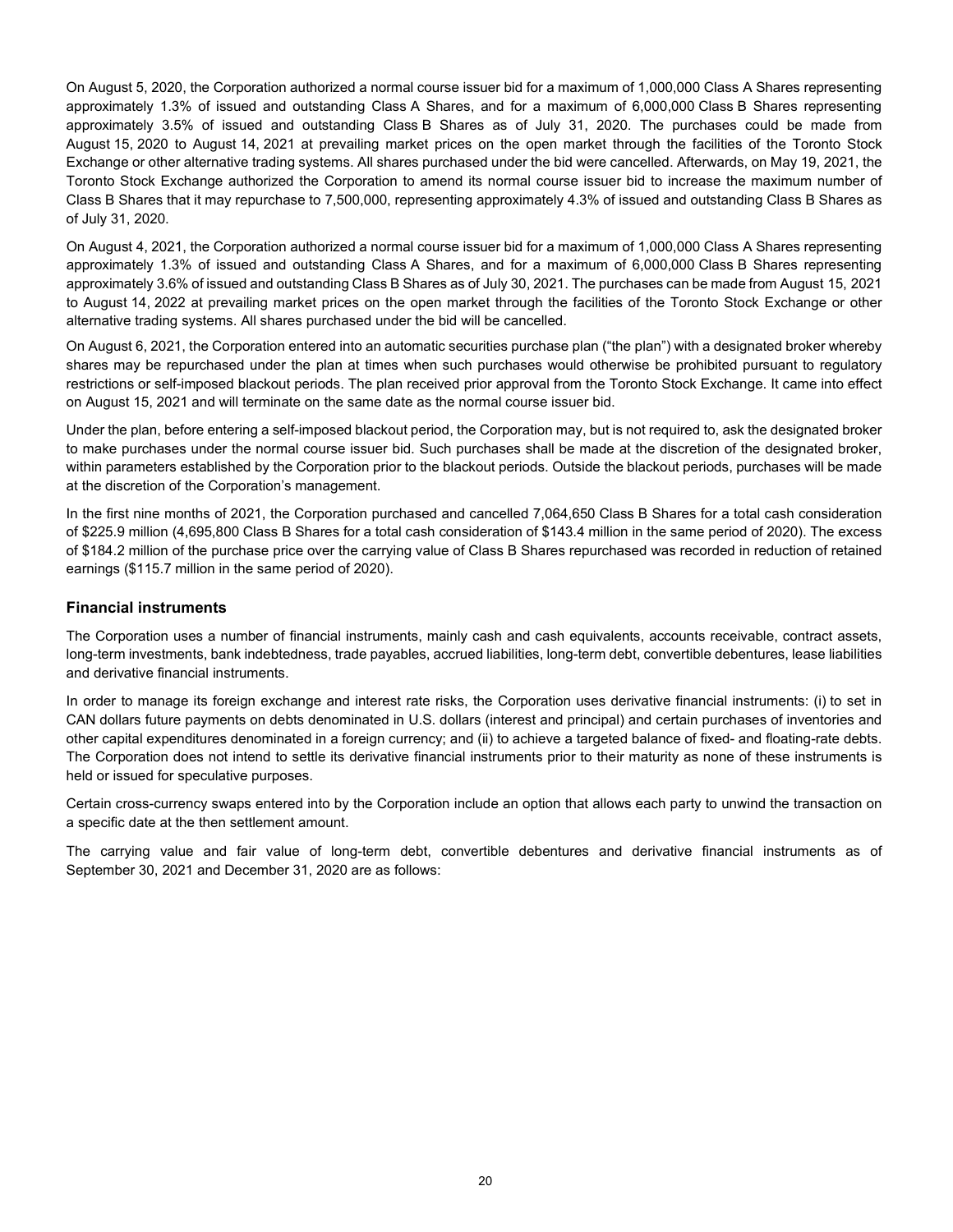On August 5, 2020, the Corporation authorized a normal course issuer bid for a maximum of 1,000,000 Class A Shares representing approximately 1.3% of issued and outstanding Class A Shares, and for a maximum of 6,000,000 Class B Shares representing approximately 3.5% of issued and outstanding Class B Shares as of July 31, 2020. The purchases could be made from August 15, 2020 to August 14, 2021 at prevailing market prices on the open market through the facilities of the Toronto Stock Exchange or other alternative trading systems. All shares purchased under the bid were cancelled. Afterwards, on May 19, 2021, the Toronto Stock Exchange authorized the Corporation to amend its normal course issuer bid to increase the maximum number of Class B Shares that it may repurchase to 7,500,000, representing approximately 4.3% of issued and outstanding Class B Shares as of July 31, 2020.

On August 4, 2021, the Corporation authorized a normal course issuer bid for a maximum of 1,000,000 Class A Shares representing approximately 1.3% of issued and outstanding Class A Shares, and for a maximum of 6,000,000 Class B Shares representing approximately 3.6% of issued and outstanding Class B Shares as of July 30, 2021. The purchases can be made from August 15, 2021 to August 14, 2022 at prevailing market prices on the open market through the facilities of the Toronto Stock Exchange or other alternative trading systems. All shares purchased under the bid will be cancelled.

On August 6, 2021, the Corporation entered into an automatic securities purchase plan ("the plan") with a designated broker whereby shares may be repurchased under the plan at times when such purchases would otherwise be prohibited pursuant to regulatory restrictions or self-imposed blackout periods. The plan received prior approval from the Toronto Stock Exchange. It came into effect on August 15, 2021 and will terminate on the same date as the normal course issuer bid.

Under the plan, before entering a self-imposed blackout period, the Corporation may, but is not required to, ask the designated broker to make purchases under the normal course issuer bid. Such purchases shall be made at the discretion of the designated broker, within parameters established by the Corporation prior to the blackout periods. Outside the blackout periods, purchases will be made at the discretion of the Corporation's management.

In the first nine months of 2021, the Corporation purchased and cancelled 7,064,650 Class B Shares for a total cash consideration of $225.9 million (4,695,800 Class B Shares for a total cash consideration of $143.4 million in the same period of 2020). The excess of $184.2 million of the purchase price over the carrying value of Class B Shares repurchased was recorded in reduction of retained earnings ($115.7 million in the same period of 2020).

### Financial instruments

The Corporation uses a number of financial instruments, mainly cash and cash equivalents, accounts receivable, contract assets, long-term investments, bank indebtedness, trade payables, accrued liabilities, long-term debt, convertible debentures, lease liabilities and derivative financial instruments.

In order to manage its foreign exchange and interest rate risks, the Corporation uses derivative financial instruments: (i) to set in CAN dollars future payments on debts denominated in U.S. dollars (interest and principal) and certain purchases of inventories and other capital expenditures denominated in a foreign currency; and (ii) to achieve a targeted balance of fixed- and floating-rate debts. The Corporation does not intend to settle its derivative financial instruments prior to their maturity as none of these instruments is held or issued for speculative purposes.

Certain cross-currency swaps entered into by the Corporation include an option that allows each party to unwind the transaction on a specific date at the then settlement amount.

The carrying value and fair value of long-term debt, convertible debentures and derivative financial instruments as of September 30, 2021 and December 31, 2020 are as follows: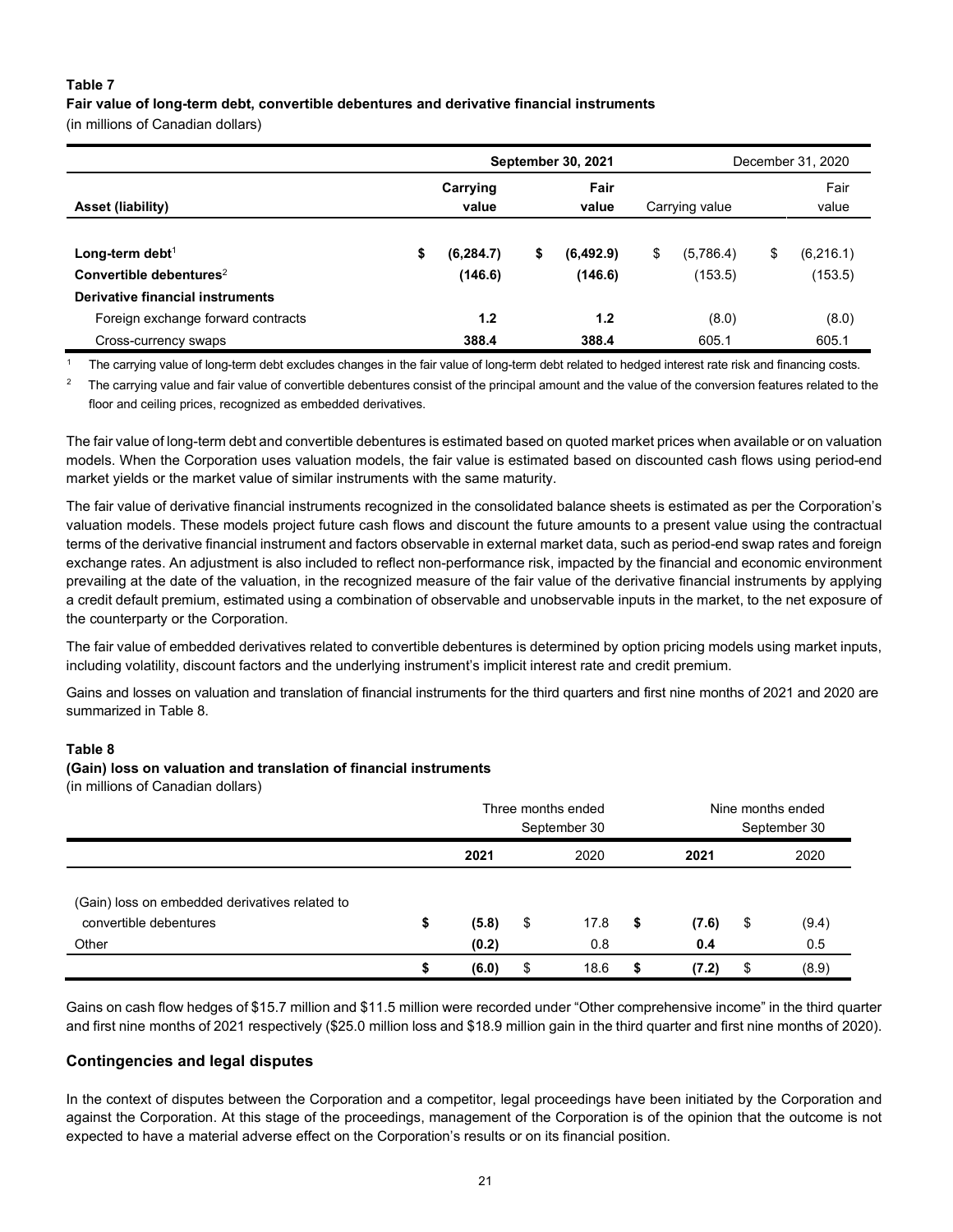**Table 7**
**Fair value of long-term debt, convertible debentures and derivative financial instruments**
(in millions of Canadian dollars)

| | September 30, 2021 | | December 31, 2020 | |
|---|---|---|---|---|
| **Asset (liability)** | **Carrying value** | **Fair value** | Carrying value | Fair value |
| **Long-term debt**[1] | **$ (6,284.7)** | **$ (6,492.9)** | $ (5,786.4) | $ (6,216.1) |
| **Convertible debentures**[2] | **(146.6)** | **(146.6)** | (153.5) | (153.5) |
| **Derivative financial instruments** | | | | |
| Foreign exchange forward contracts | **1.2** | **1.2** | (8.0) | (8.0) |
| Cross-currency swaps | **388.4** | **388.4** | 605.1 | 605.1 |

[1] The carrying value of long-term debt excludes changes in the fair value of long-term debt related to hedged interest rate risk and financing costs.

[2] The carrying value and fair value of convertible debentures consist of the principal amount and the value of the conversion features related to the floor and ceiling prices, recognized as embedded derivatives.

The fair value of long-term debt and convertible debentures is estimated based on quoted market prices when available or on valuation models. When the Corporation uses valuation models, the fair value is estimated based on discounted cash flows using period-end market yields or the market value of similar instruments with the same maturity.

The fair value of derivative financial instruments recognized in the consolidated balance sheets is estimated as per the Corporation's valuation models. These models project future cash flows and discount the future amounts to a present value using the contractual terms of the derivative financial instrument and factors observable in external market data, such as period-end swap rates and foreign exchange rates. An adjustment is also included to reflect non-performance risk, impacted by the financial and economic environment prevailing at the date of the valuation, in the recognized measure of the fair value of the derivative financial instruments by applying a credit default premium, estimated using a combination of observable and unobservable inputs in the market, to the net exposure of the counterparty or the Corporation.

The fair value of embedded derivatives related to convertible debentures is determined by option pricing models using market inputs, including volatility, discount factors and the underlying instrument's implicit interest rate and credit premium.

Gains and losses on valuation and translation of financial instruments for the third quarters and first nine months of 2021 and 2020 are summarized in Table 8.

**Table 8**
**(Gain) loss on valuation and translation of financial instruments**
(in millions of Canadian dollars)

| | Three months ended September 30 | | Nine months ended September 30 | |
|---|---|---|---|---|
| | **2021** | 2020 | **2021** | 2020 |
| (Gain) loss on embedded derivatives related to convertible debentures | **$ (5.8)** | $ 17.8 | **$ (7.6)** | $ (9.4) |
| Other | **(0.2)** | 0.8 | **0.4** | 0.5 |
| | **$ (6.0)** | $ 18.6 | **$ (7.2)** | $ (8.9) |

Gains on cash flow hedges of $15.7 million and $11.5 million were recorded under "Other comprehensive income" in the third quarter and first nine months of 2021 respectively ($25.0 million loss and $18.9 million gain in the third quarter and first nine months of 2020).

## Contingencies and legal disputes

In the context of disputes between the Corporation and a competitor, legal proceedings have been initiated by the Corporation and against the Corporation. At this stage of the proceedings, management of the Corporation is of the opinion that the outcome is not expected to have a material adverse effect on the Corporation's results or on its financial position.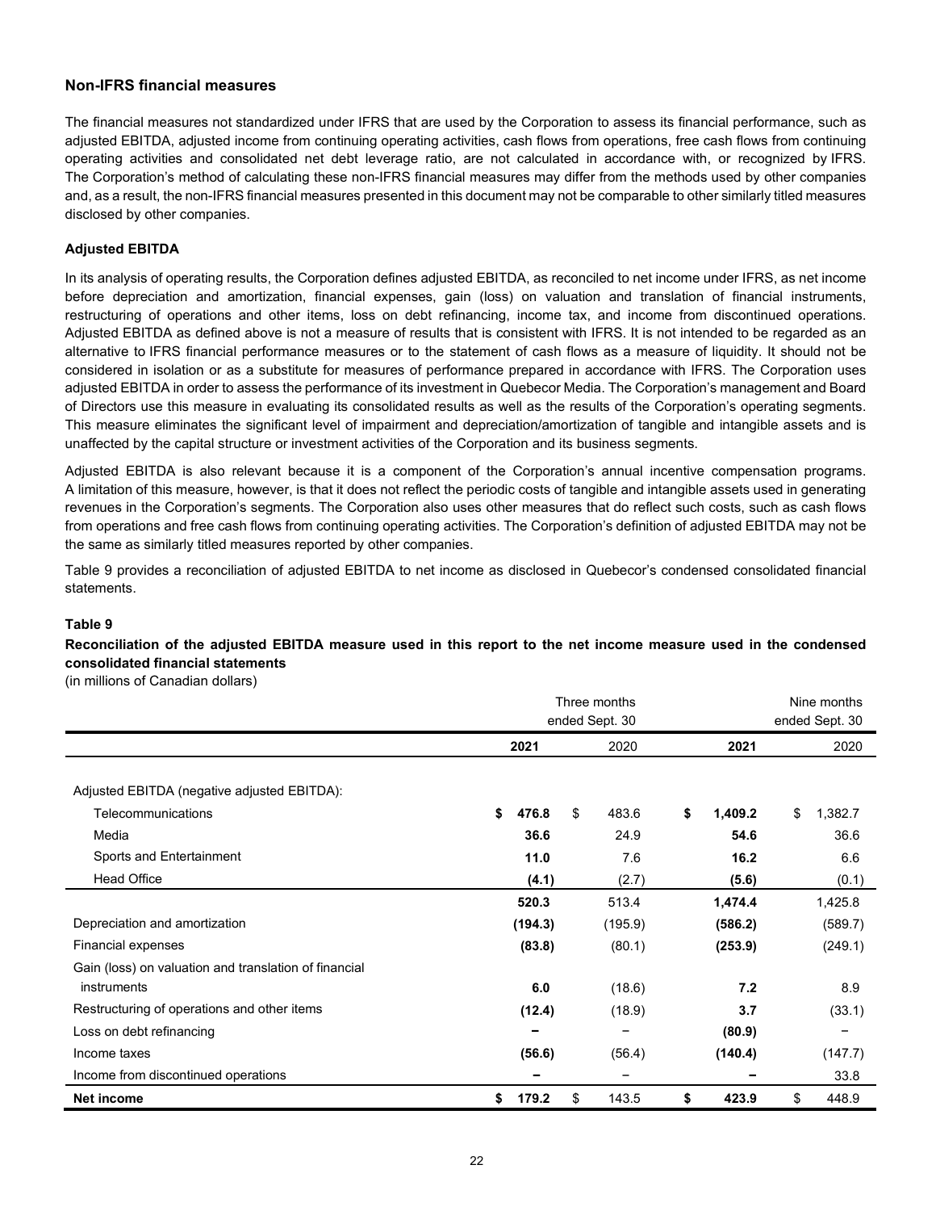## Non-IFRS financial measures

The financial measures not standardized under IFRS that are used by the Corporation to assess its financial performance, such as adjusted EBITDA, adjusted income from continuing operating activities, cash flows from operations, free cash flows from continuing operating activities and consolidated net debt leverage ratio, are not calculated in accordance with, or recognized by IFRS. The Corporation's method of calculating these non-IFRS financial measures may differ from the methods used by other companies and, as a result, the non-IFRS financial measures presented in this document may not be comparable to other similarly titled measures disclosed by other companies.

### Adjusted EBITDA

In its analysis of operating results, the Corporation defines adjusted EBITDA, as reconciled to net income under IFRS, as net income before depreciation and amortization, financial expenses, gain (loss) on valuation and translation of financial instruments, restructuring of operations and other items, loss on debt refinancing, income tax, and income from discontinued operations. Adjusted EBITDA as defined above is not a measure of results that is consistent with IFRS. It is not intended to be regarded as an alternative to IFRS financial performance measures or to the statement of cash flows as a measure of liquidity. It should not be considered in isolation or as a substitute for measures of performance prepared in accordance with IFRS. The Corporation uses adjusted EBITDA in order to assess the performance of its investment in Quebecor Media. The Corporation's management and Board of Directors use this measure in evaluating its consolidated results as well as the results of the Corporation's operating segments. This measure eliminates the significant level of impairment and depreciation/amortization of tangible and intangible assets and is unaffected by the capital structure or investment activities of the Corporation and its business segments.

Adjusted EBITDA is also relevant because it is a component of the Corporation's annual incentive compensation programs. A limitation of this measure, however, is that it does not reflect the periodic costs of tangible and intangible assets used in generating revenues in the Corporation's segments. The Corporation also uses other measures that do reflect such costs, such as cash flows from operations and free cash flows from continuing operating activities. The Corporation's definition of adjusted EBITDA may not be the same as similarly titled measures reported by other companies.

Table 9 provides a reconciliation of adjusted EBITDA to net income as disclosed in Quebecor's condensed consolidated financial statements.

**Table 9**

**Reconciliation of the adjusted EBITDA measure used in this report to the net income measure used in the condensed consolidated financial statements**

(in millions of Canadian dollars)

| | Three months ended Sept. 30 | | Nine months ended Sept. 30 | |
|---|---|---|---|---|
| | **2021** | 2020 | **2021** | 2020 |
| Adjusted EBITDA (negative adjusted EBITDA): | | | | |
| Telecommunications | **$ 476.8** | $ 483.6 | **$ 1,409.2** | $ 1,382.7 |
| Media | **36.6** | 24.9 | **54.6** | 36.6 |
| Sports and Entertainment | **11.0** | 7.6 | **16.2** | 6.6 |
| Head Office | **(4.1)** | (2.7) | **(5.6)** | (0.1) |
| | **520.3** | 513.4 | **1,474.4** | 1,425.8 |
| Depreciation and amortization | **(194.3)** | (195.9) | **(586.2)** | (589.7) |
| Financial expenses | **(83.8)** | (80.1) | **(253.9)** | (249.1) |
| Gain (loss) on valuation and translation of financial instruments | **6.0** | (18.6) | **7.2** | 8.9 |
| Restructuring of operations and other items | **(12.4)** | (18.9) | **3.7** | (33.1) |
| Loss on debt refinancing | **–** | – | **(80.9)** | – |
| Income taxes | **(56.6)** | (56.4) | **(140.4)** | (147.7) |
| Income from discontinued operations | **–** | – | **–** | 33.8 |
| **Net income** | **$ 179.2** | $ 143.5 | **$ 423.9** | $ 448.9 |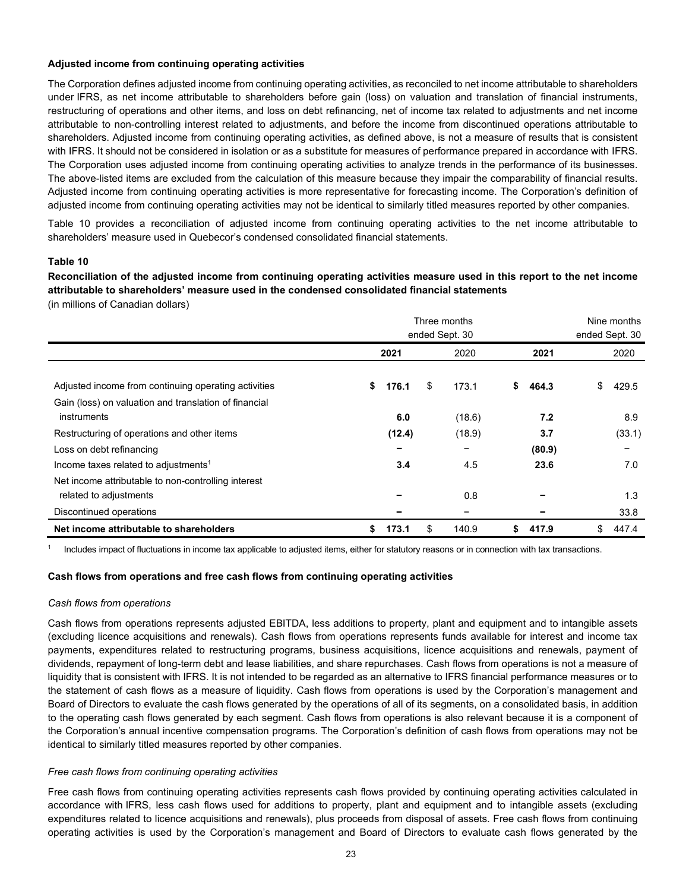**Adjusted income from continuing operating activities**

The Corporation defines adjusted income from continuing operating activities, as reconciled to net income attributable to shareholders under IFRS, as net income attributable to shareholders before gain (loss) on valuation and translation of financial instruments, restructuring of operations and other items, and loss on debt refinancing, net of income tax related to adjustments and net income attributable to non-controlling interest related to adjustments, and before the income from discontinued operations attributable to shareholders. Adjusted income from continuing operating activities, as defined above, is not a measure of results that is consistent with IFRS. It should not be considered in isolation or as a substitute for measures of performance prepared in accordance with IFRS. The Corporation uses adjusted income from continuing operating activities to analyze trends in the performance of its businesses. The above-listed items are excluded from the calculation of this measure because they impair the comparability of financial results. Adjusted income from continuing operating activities is more representative for forecasting income. The Corporation's definition of adjusted income from continuing operating activities may not be identical to similarly titled measures reported by other companies.

Table 10 provides a reconciliation of adjusted income from continuing operating activities to the net income attributable to shareholders' measure used in Quebecor's condensed consolidated financial statements.

**Table 10**

**Reconciliation of the adjusted income from continuing operating activities measure used in this report to the net income attributable to shareholders' measure used in the condensed consolidated financial statements**

(in millions of Canadian dollars)

| | Three months ended Sept. 30 | | Nine months ended Sept. 30 | |
|---|---|---|---|---|
| | **2021** | 2020 | **2021** | 2020 |
| Adjusted income from continuing operating activities | **$ 176.1** | $ 173.1 | **$ 464.3** | $ 429.5 |
| Gain (loss) on valuation and translation of financial instruments | **6.0** | (18.6) | **7.2** | 8.9 |
| Restructuring of operations and other items | **(12.4)** | (18.9) | **3.7** | (33.1) |
| Loss on debt refinancing | **–** | – | **(80.9)** | – |
| Income taxes related to adjustments[1] | **3.4** | 4.5 | **23.6** | 7.0 |
| Net income attributable to non-controlling interest related to adjustments | **–** | 0.8 | **–** | 1.3 |
| Discontinued operations | **–** | – | **–** | 33.8 |
| **Net income attributable to shareholders** | **$ 173.1** | $ 140.9 | **$ 417.9** | $ 447.4 |

[1] Includes impact of fluctuations in income tax applicable to adjusted items, either for statutory reasons or in connection with tax transactions.

**Cash flows from operations and free cash flows from continuing operating activities**

*Cash flows from operations*

Cash flows from operations represents adjusted EBITDA, less additions to property, plant and equipment and to intangible assets (excluding licence acquisitions and renewals). Cash flows from operations represents funds available for interest and income tax payments, expenditures related to restructuring programs, business acquisitions, licence acquisitions and renewals, payment of dividends, repayment of long-term debt and lease liabilities, and share repurchases. Cash flows from operations is not a measure of liquidity that is consistent with IFRS. It is not intended to be regarded as an alternative to IFRS financial performance measures or to the statement of cash flows as a measure of liquidity. Cash flows from operations is used by the Corporation's management and Board of Directors to evaluate the cash flows generated by the operations of all of its segments, on a consolidated basis, in addition to the operating cash flows generated by each segment. Cash flows from operations is also relevant because it is a component of the Corporation's annual incentive compensation programs. The Corporation's definition of cash flows from operations may not be identical to similarly titled measures reported by other companies.

*Free cash flows from continuing operating activities*

Free cash flows from continuing operating activities represents cash flows provided by continuing operating activities calculated in accordance with IFRS, less cash flows used for additions to property, plant and equipment and to intangible assets (excluding expenditures related to licence acquisitions and renewals), plus proceeds from disposal of assets. Free cash flows from continuing operating activities is used by the Corporation's management and Board of Directors to evaluate cash flows generated by the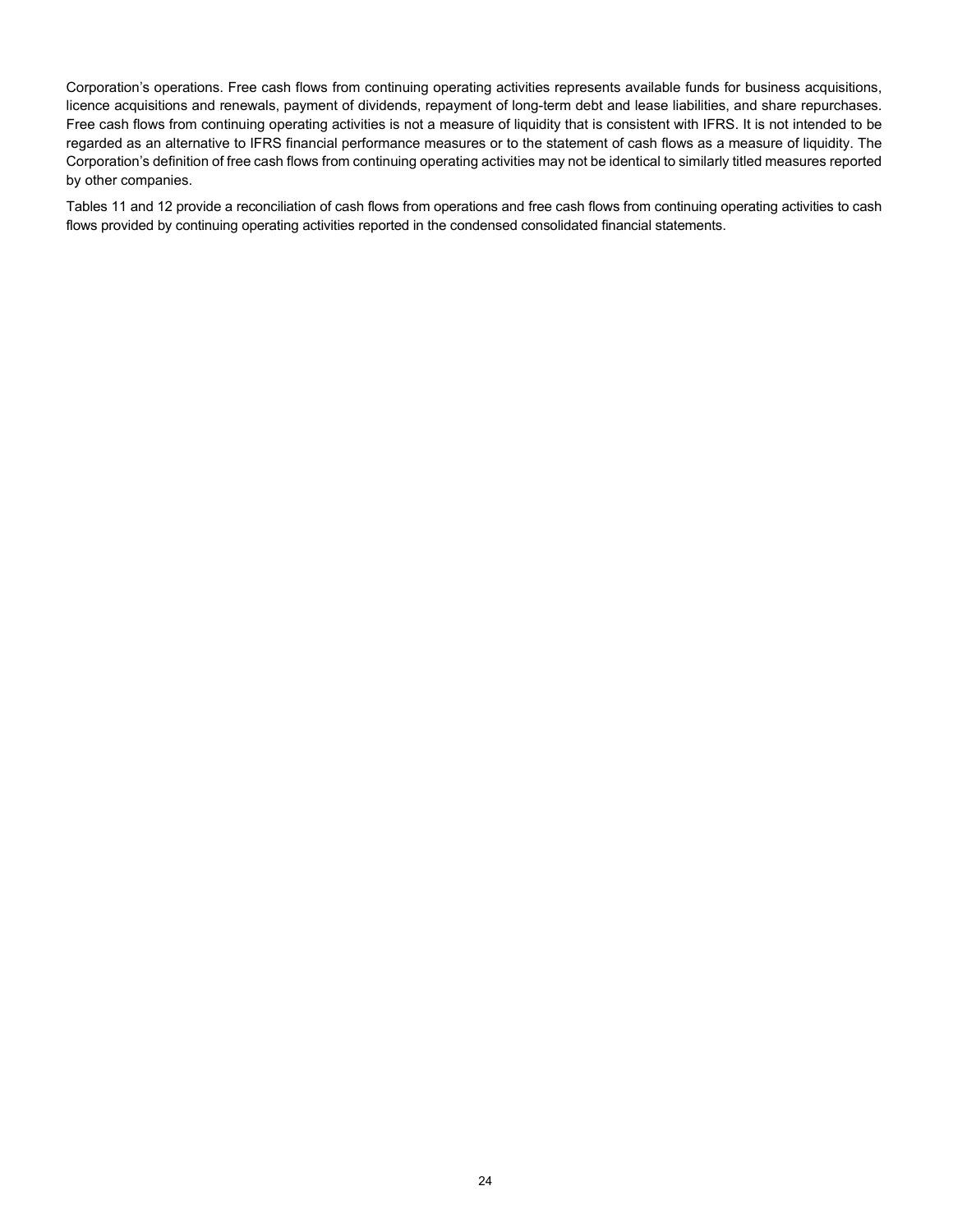Corporation's operations. Free cash flows from continuing operating activities represents available funds for business acquisitions, licence acquisitions and renewals, payment of dividends, repayment of long-term debt and lease liabilities, and share repurchases. Free cash flows from continuing operating activities is not a measure of liquidity that is consistent with IFRS. It is not intended to be regarded as an alternative to IFRS financial performance measures or to the statement of cash flows as a measure of liquidity. The Corporation's definition of free cash flows from continuing operating activities may not be identical to similarly titled measures reported by other companies.

Tables 11 and 12 provide a reconciliation of cash flows from operations and free cash flows from continuing operating activities to cash flows provided by continuing operating activities reported in the condensed consolidated financial statements.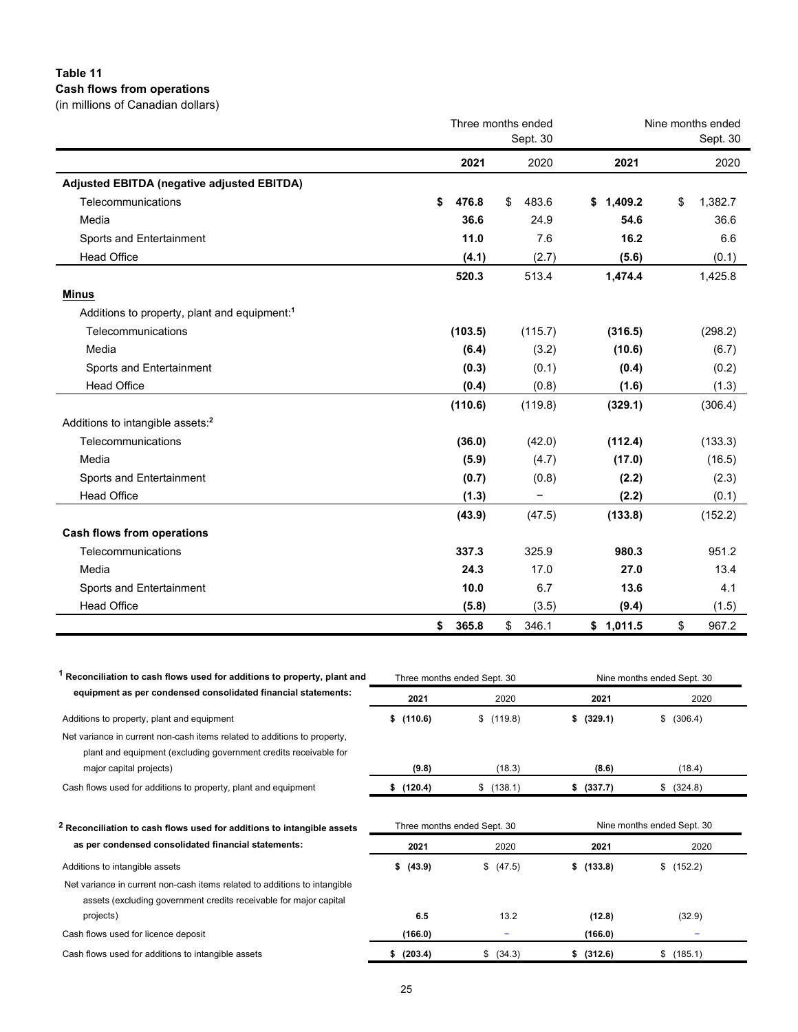**Table 11**
**Cash flows from operations**
(in millions of Canadian dollars)

| | Three months ended Sept. 30 | | Nine months ended Sept. 30 | |
|---|---|---|---|---|
| | **2021** | 2020 | **2021** | 2020 |
| **Adjusted EBITDA (negative adjusted EBITDA)** | | | | |
| Telecommunications | **$ 476.8** | $ 483.6 | **$ 1,409.2** | $ 1,382.7 |
| Media | **36.6** | 24.9 | **54.6** | 36.6 |
| Sports and Entertainment | **11.0** | 7.6 | **16.2** | 6.6 |
| Head Office | **(4.1)** | (2.7) | **(5.6)** | (0.1) |
| | **520.3** | 513.4 | **1,474.4** | 1,425.8 |
| **Minus** | | | | |
| Additions to property, plant and equipment:[1] | | | | |
| Telecommunications | **(103.5)** | (115.7) | **(316.5)** | (298.2) |
| Media | **(6.4)** | (3.2) | **(10.6)** | (6.7) |
| Sports and Entertainment | **(0.3)** | (0.1) | **(0.4)** | (0.2) |
| Head Office | **(0.4)** | (0.8) | **(1.6)** | (1.3) |
| | **(110.6)** | (119.8) | **(329.1)** | (306.4) |
| Additions to intangible assets:[2] | | | | |
| Telecommunications | **(36.0)** | (42.0) | **(112.4)** | (133.3) |
| Media | **(5.9)** | (4.7) | **(17.0)** | (16.5) |
| Sports and Entertainment | **(0.7)** | (0.8) | **(2.2)** | (2.3) |
| Head Office | **(1.3)** | – | **(2.2)** | (0.1) |
| | **(43.9)** | (47.5) | **(133.8)** | (152.2) |
| **Cash flows from operations** | | | | |
| Telecommunications | **337.3** | 325.9 | **980.3** | 951.2 |
| Media | **24.3** | 17.0 | **27.0** | 13.4 |
| Sports and Entertainment | **10.0** | 6.7 | **13.6** | 4.1 |
| Head Office | **(5.8)** | (3.5) | **(9.4)** | (1.5) |
| | **$ 365.8** | $ 346.1 | **$ 1,011.5** | $ 967.2 |

| [1] **Reconciliation to cash flows used for additions to property, plant and equipment as per condensed consolidated financial statements:** | Three months ended Sept. 30 | | Nine months ended Sept. 30 | |
|---|---|---|---|---|
| | **2021** | 2020 | **2021** | 2020 |
| Additions to property, plant and equipment | **$ (110.6)** | $ (119.8) | **$ (329.1)** | $ (306.4) |
| Net variance in current non-cash items related to additions to property, plant and equipment (excluding government credits receivable for major capital projects) | **(9.8)** | (18.3) | **(8.6)** | (18.4) |
| Cash flows used for additions to property, plant and equipment | **$ (120.4)** | $ (138.1) | **$ (337.7)** | $ (324.8) |

| [2] **Reconciliation to cash flows used for additions to intangible assets as per condensed consolidated financial statements:** | Three months ended Sept. 30 | | Nine months ended Sept. 30 | |
|---|---|---|---|---|
| | **2021** | 2020 | **2021** | 2020 |
| Additions to intangible assets | **$ (43.9)** | $ (47.5) | **$ (133.8)** | $ (152.2) |
| Net variance in current non-cash items related to additions to intangible assets (excluding government credits receivable for major capital projects) | **6.5** | 13.2 | **(12.8)** | (32.9) |
| Cash flows used for licence deposit | **(166.0)** | – | **(166.0)** | – |
| Cash flows used for additions to intangible assets | **$ (203.4)** | $ (34.3) | **$ (312.6)** | $ (185.1) |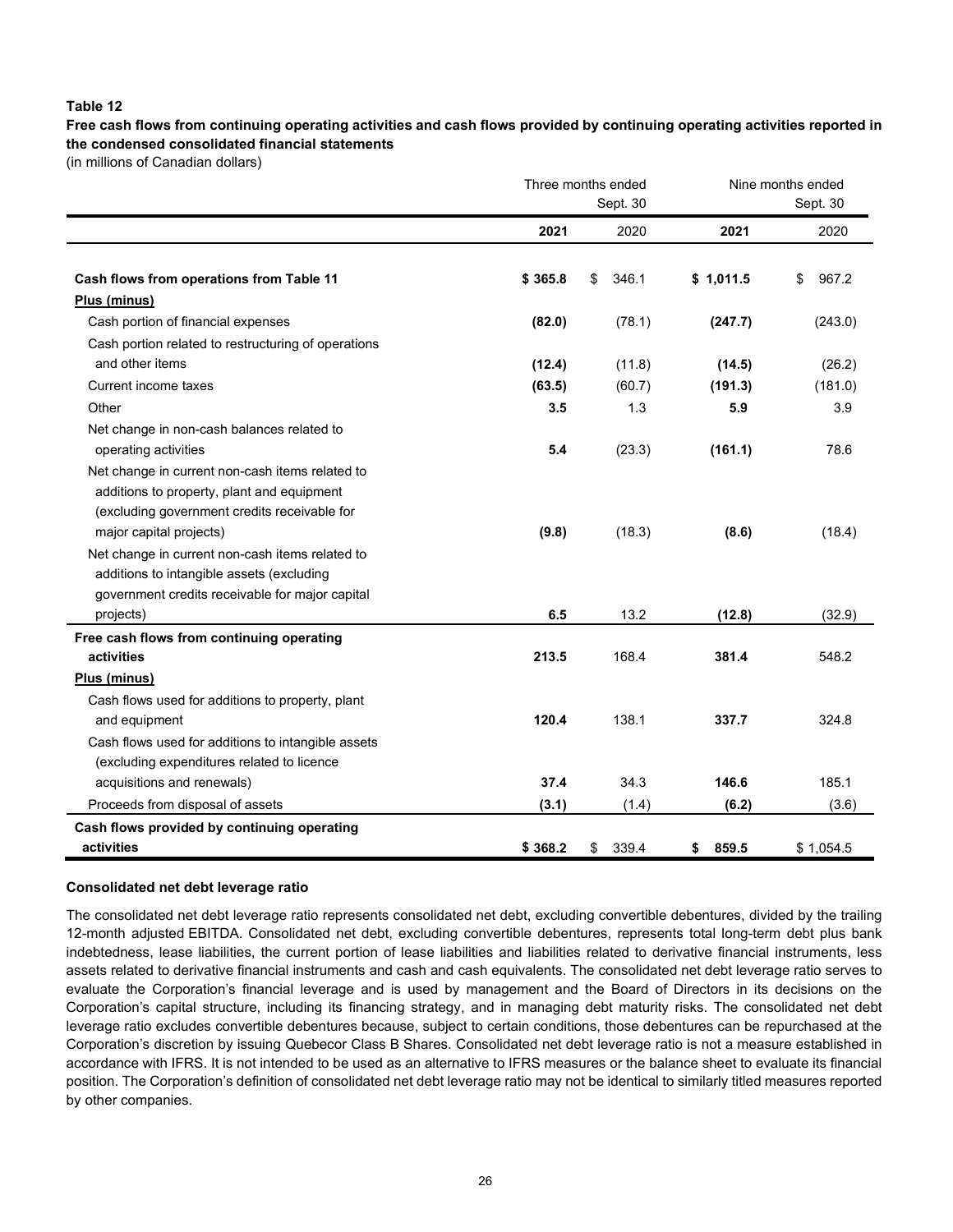**Table 12**

**Free cash flows from continuing operating activities and cash flows provided by continuing operating activities reported in the condensed consolidated financial statements**

(in millions of Canadian dollars)

| | Three months ended Sept. 30 | | Nine months ended Sept. 30 | |
|---|---|---|---|---|
| | **2021** | 2020 | **2021** | 2020 |
| **Cash flows from operations from Table 11** | **$ 365.8** | $ 346.1 | **$ 1,011.5** | $ 967.2 |
| **Plus (minus)** | | | | |
| Cash portion of financial expenses | **(82.0)** | (78.1) | **(247.7)** | (243.0) |
| Cash portion related to restructuring of operations and other items | **(12.4)** | (11.8) | **(14.5)** | (26.2) |
| Current income taxes | **(63.5)** | (60.7) | **(191.3)** | (181.0) |
| Other | **3.5** | 1.3 | **5.9** | 3.9 |
| Net change in non-cash balances related to operating activities | **5.4** | (23.3) | **(161.1)** | 78.6 |
| Net change in current non-cash items related to additions to property, plant and equipment (excluding government credits receivable for major capital projects) | **(9.8)** | (18.3) | **(8.6)** | (18.4) |
| Net change in current non-cash items related to additions to intangible assets (excluding government credits receivable for major capital projects) | **6.5** | 13.2 | **(12.8)** | (32.9) |
| **Free cash flows from continuing operating activities** | **213.5** | 168.4 | **381.4** | 548.2 |
| **Plus (minus)** | | | | |
| Cash flows used for additions to property, plant and equipment | **120.4** | 138.1 | **337.7** | 324.8 |
| Cash flows used for additions to intangible assets (excluding expenditures related to licence acquisitions and renewals) | **37.4** | 34.3 | **146.6** | 185.1 |
| Proceeds from disposal of assets | **(3.1)** | (1.4) | **(6.2)** | (3.6) |
| **Cash flows provided by continuing operating activities** | **$ 368.2** | $ 339.4 | **$ 859.5** | $ 1,054.5 |

**Consolidated net debt leverage ratio**

The consolidated net debt leverage ratio represents consolidated net debt, excluding convertible debentures, divided by the trailing 12-month adjusted EBITDA. Consolidated net debt, excluding convertible debentures, represents total long-term debt plus bank indebtedness, lease liabilities, the current portion of lease liabilities and liabilities related to derivative financial instruments, less assets related to derivative financial instruments and cash and cash equivalents. The consolidated net debt leverage ratio serves to evaluate the Corporation's financial leverage and is used by management and the Board of Directors in its decisions on the Corporation's capital structure, including its financing strategy, and in managing debt maturity risks. The consolidated net debt leverage ratio excludes convertible debentures because, subject to certain conditions, those debentures can be repurchased at the Corporation's discretion by issuing Quebecor Class B Shares. Consolidated net debt leverage ratio is not a measure established in accordance with IFRS. It is not intended to be used as an alternative to IFRS measures or the balance sheet to evaluate its financial position. The Corporation's definition of consolidated net debt leverage ratio may not be identical to similarly titled measures reported by other companies.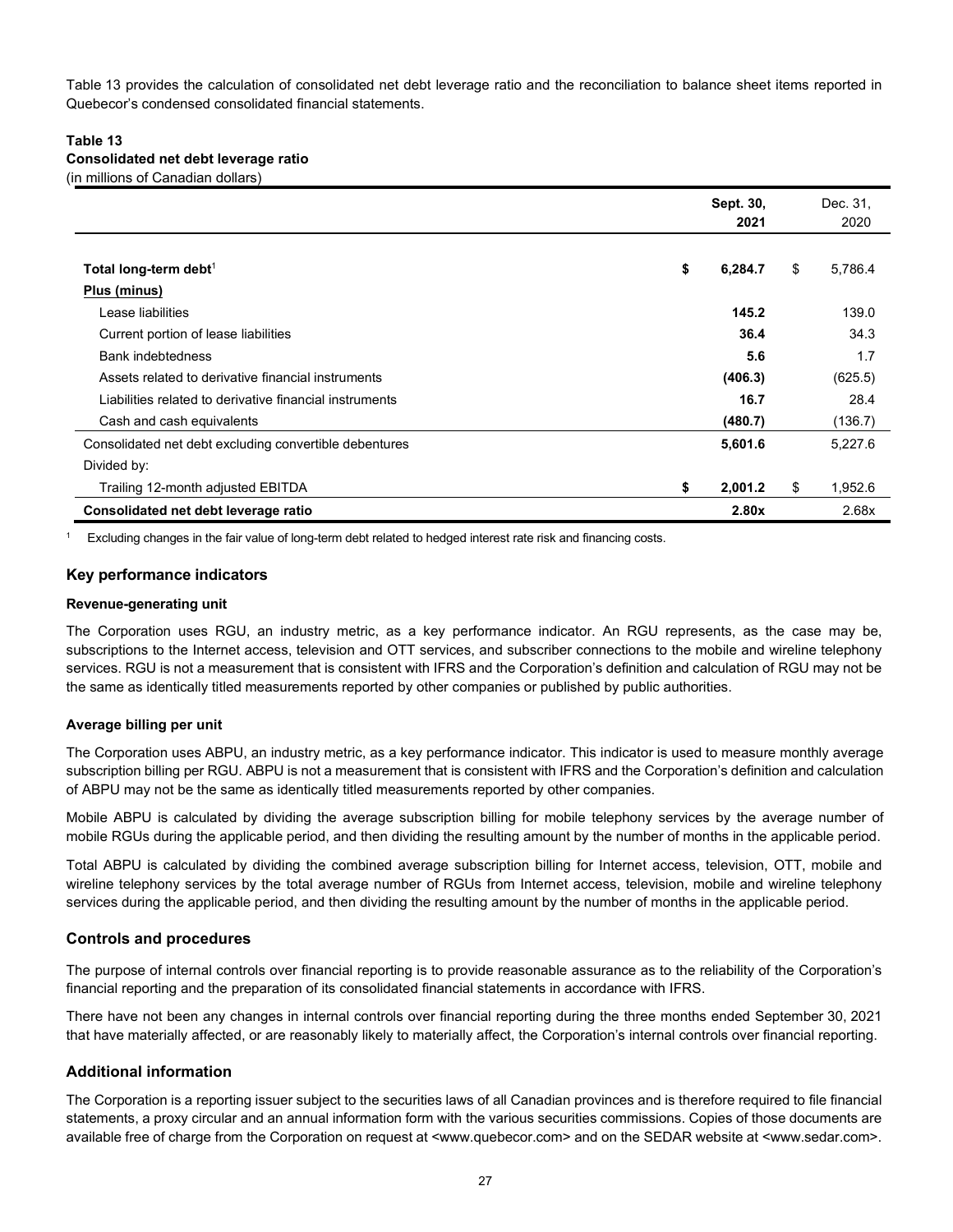Table 13 provides the calculation of consolidated net debt leverage ratio and the reconciliation to balance sheet items reported in Quebecor's condensed consolidated financial statements.

**Table 13**
**Consolidated net debt leverage ratio**
(in millions of Canadian dollars)

| | Sept. 30, 2021 | Dec. 31, 2020 |
|---|---|---|
| **Total long-term debt**[1] | **$ 6,284.7** | $ 5,786.4 |
| **Plus (minus)** | | |
| Lease liabilities | **145.2** | 139.0 |
| Current portion of lease liabilities | **36.4** | 34.3 |
| Bank indebtedness | **5.6** | 1.7 |
| Assets related to derivative financial instruments | **(406.3)** | (625.5) |
| Liabilities related to derivative financial instruments | **16.7** | 28.4 |
| Cash and cash equivalents | **(480.7)** | (136.7) |
| Consolidated net debt excluding convertible debentures | **5,601.6** | 5,227.6 |
| Divided by: | | |
| Trailing 12-month adjusted EBITDA | **$ 2,001.2** | $ 1,952.6 |
| **Consolidated net debt leverage ratio** | **2.80x** | 2.68x |

[1] Excluding changes in the fair value of long-term debt related to hedged interest rate risk and financing costs.

## Key performance indicators

### Revenue-generating unit

The Corporation uses RGU, an industry metric, as a key performance indicator. An RGU represents, as the case may be, subscriptions to the Internet access, television and OTT services, and subscriber connections to the mobile and wireline telephony services. RGU is not a measurement that is consistent with IFRS and the Corporation's definition and calculation of RGU may not be the same as identically titled measurements reported by other companies or published by public authorities.

### Average billing per unit

The Corporation uses ABPU, an industry metric, as a key performance indicator. This indicator is used to measure monthly average subscription billing per RGU. ABPU is not a measurement that is consistent with IFRS and the Corporation's definition and calculation of ABPU may not be the same as identically titled measurements reported by other companies.

Mobile ABPU is calculated by dividing the average subscription billing for mobile telephony services by the average number of mobile RGUs during the applicable period, and then dividing the resulting amount by the number of months in the applicable period.

Total ABPU is calculated by dividing the combined average subscription billing for Internet access, television, OTT, mobile and wireline telephony services by the total average number of RGUs from Internet access, television, mobile and wireline telephony services during the applicable period, and then dividing the resulting amount by the number of months in the applicable period.

## Controls and procedures

The purpose of internal controls over financial reporting is to provide reasonable assurance as to the reliability of the Corporation's financial reporting and the preparation of its consolidated financial statements in accordance with IFRS.

There have not been any changes in internal controls over financial reporting during the three months ended September 30, 2021 that have materially affected, or are reasonably likely to materially affect, the Corporation's internal controls over financial reporting.

## Additional information

The Corporation is a reporting issuer subject to the securities laws of all Canadian provinces and is therefore required to file financial statements, a proxy circular and an annual information form with the various securities commissions. Copies of those documents are available free of charge from the Corporation on request at <www.quebecor.com> and on the SEDAR website at <www.sedar.com>.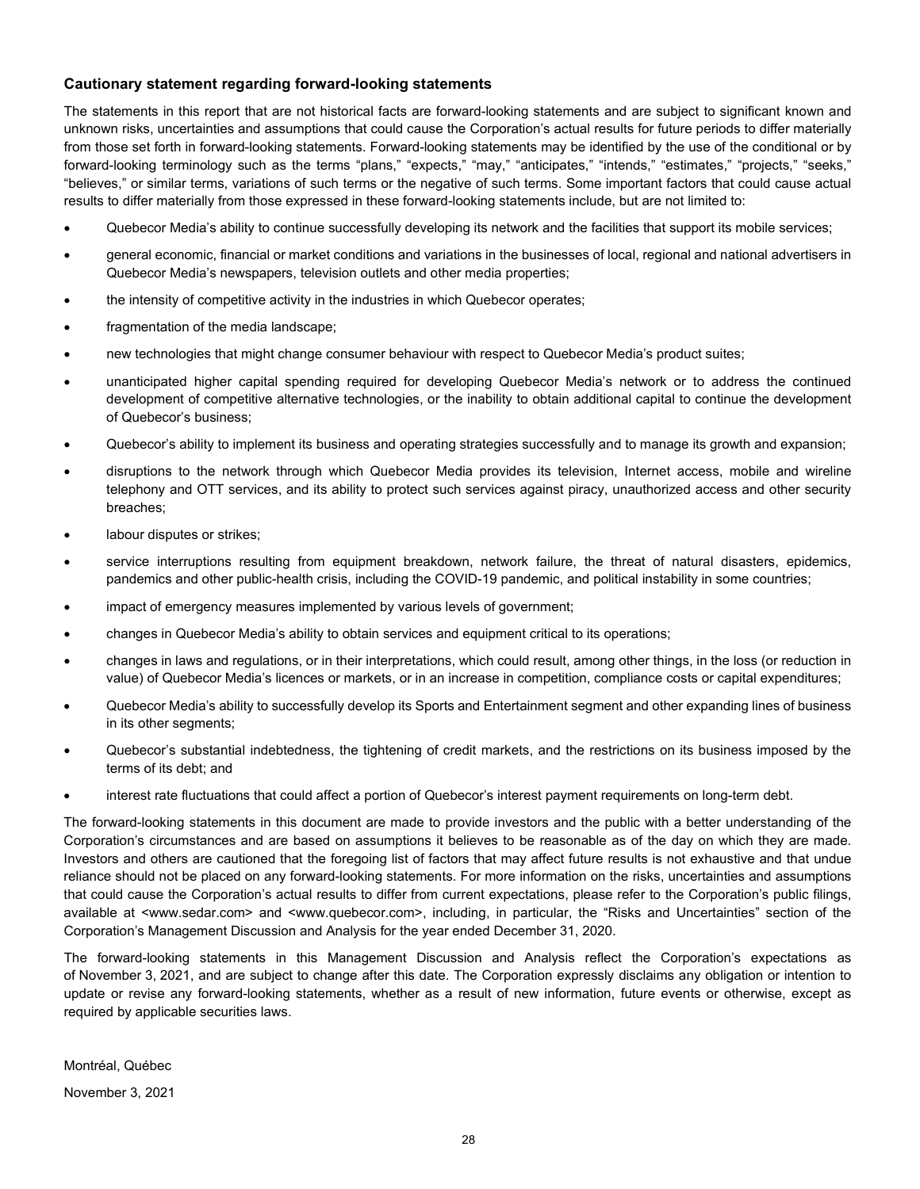### Cautionary statement regarding forward-looking statements

The statements in this report that are not historical facts are forward-looking statements and are subject to significant known and unknown risks, uncertainties and assumptions that could cause the Corporation's actual results for future periods to differ materially from those set forth in forward-looking statements. Forward-looking statements may be identified by the use of the conditional or by forward-looking terminology such as the terms "plans," "expects," "may," "anticipates," "intends," "estimates," "projects," "seeks," "believes," or similar terms, variations of such terms or the negative of such terms. Some important factors that could cause actual results to differ materially from those expressed in these forward-looking statements include, but are not limited to:

- Quebecor Media's ability to continue successfully developing its network and the facilities that support its mobile services;
- general economic, financial or market conditions and variations in the businesses of local, regional and national advertisers in Quebecor Media's newspapers, television outlets and other media properties;
- the intensity of competitive activity in the industries in which Quebecor operates;
- fragmentation of the media landscape;
- new technologies that might change consumer behaviour with respect to Quebecor Media's product suites;
- unanticipated higher capital spending required for developing Quebecor Media's network or to address the continued development of competitive alternative technologies, or the inability to obtain additional capital to continue the development of Quebecor's business;
- Quebecor's ability to implement its business and operating strategies successfully and to manage its growth and expansion;
- disruptions to the network through which Quebecor Media provides its television, Internet access, mobile and wireline telephony and OTT services, and its ability to protect such services against piracy, unauthorized access and other security breaches;
- labour disputes or strikes;
- service interruptions resulting from equipment breakdown, network failure, the threat of natural disasters, epidemics, pandemics and other public-health crisis, including the COVID-19 pandemic, and political instability in some countries;
- impact of emergency measures implemented by various levels of government;
- changes in Quebecor Media's ability to obtain services and equipment critical to its operations;
- changes in laws and regulations, or in their interpretations, which could result, among other things, in the loss (or reduction in value) of Quebecor Media's licences or markets, or in an increase in competition, compliance costs or capital expenditures;
- Quebecor Media's ability to successfully develop its Sports and Entertainment segment and other expanding lines of business in its other segments;
- Quebecor's substantial indebtedness, the tightening of credit markets, and the restrictions on its business imposed by the terms of its debt; and
- interest rate fluctuations that could affect a portion of Quebecor's interest payment requirements on long-term debt.

The forward-looking statements in this document are made to provide investors and the public with a better understanding of the Corporation's circumstances and are based on assumptions it believes to be reasonable as of the day on which they are made. Investors and others are cautioned that the foregoing list of factors that may affect future results is not exhaustive and that undue reliance should not be placed on any forward-looking statements. For more information on the risks, uncertainties and assumptions that could cause the Corporation's actual results to differ from current expectations, please refer to the Corporation's public filings, available at <www.sedar.com> and <www.quebecor.com>, including, in particular, the "Risks and Uncertainties" section of the Corporation's Management Discussion and Analysis for the year ended December 31, 2020.

The forward-looking statements in this Management Discussion and Analysis reflect the Corporation's expectations as of November 3, 2021, and are subject to change after this date. The Corporation expressly disclaims any obligation or intention to update or revise any forward-looking statements, whether as a result of new information, future events or otherwise, except as required by applicable securities laws.

Montréal, Québec

November 3, 2021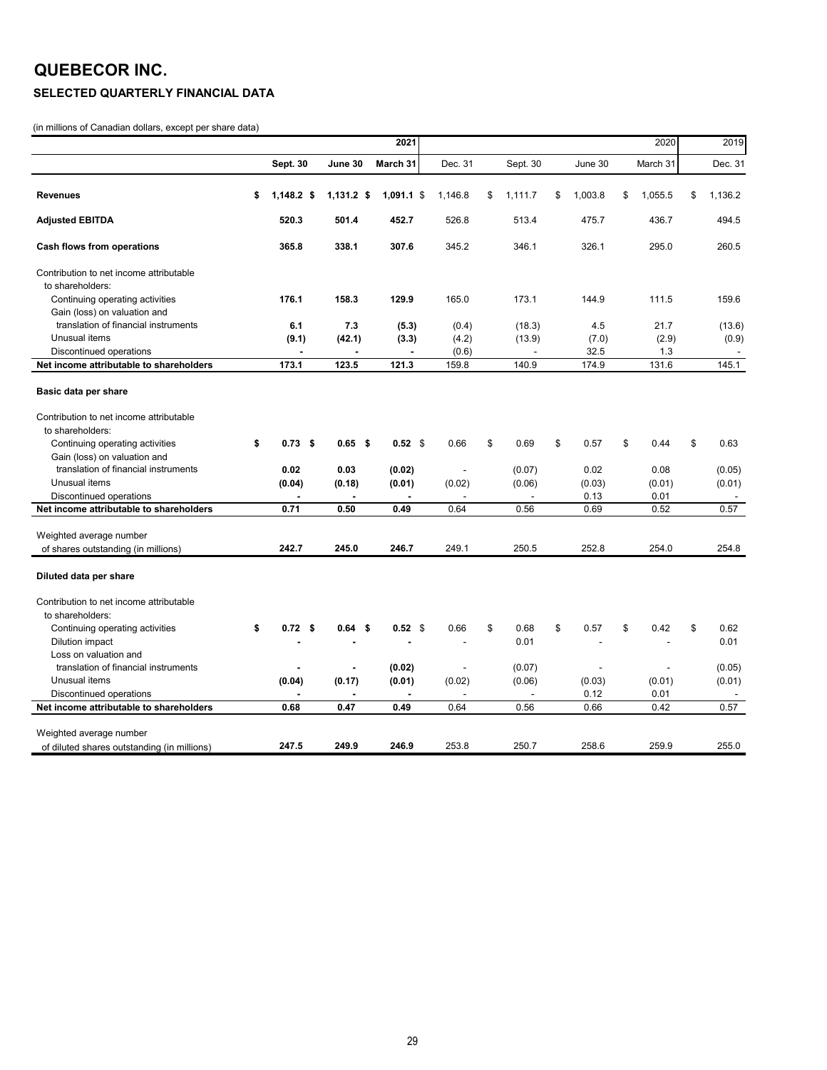# QUEBECOR INC.

## SELECTED QUARTERLY FINANCIAL DATA

(in millions of Canadian dollars, except per share data)

| | | | 2021 | | | | 2020 | 2019 |
|---|---|---|---|---|---|---|---|---|
| | **Sept. 30** | **June 30** | **March 31** | Dec. 31 | Sept. 30 | June 30 | March 31 | Dec. 31 |
| **Revenues** | **$ 1,148.2** | **$ 1,131.2** | **$ 1,091.1** | $ 1,146.8 | $ 1,111.7 | $ 1,003.8 | $ 1,055.5 | $ 1,136.2 |
| **Adjusted EBITDA** | **520.3** | **501.4** | **452.7** | 526.8 | 513.4 | 475.7 | 436.7 | 494.5 |
| **Cash flows from operations** | **365.8** | **338.1** | **307.6** | 345.2 | 346.1 | 326.1 | 295.0 | 260.5 |
| Contribution to net income attributable to shareholders: | | | | | | | | |
| Continuing operating activities | **176.1** | **158.3** | **129.9** | 165.0 | 173.1 | 144.9 | 111.5 | 159.6 |
| Gain (loss) on valuation and translation of financial instruments | **6.1** | **7.3** | **(5.3)** | (0.4) | (18.3) | 4.5 | 21.7 | (13.6) |
| Unusual items | **(9.1)** | **(42.1)** | **(3.3)** | (4.2) | (13.9) | (7.0) | (2.9) | (0.9) |
| Discontinued operations | **-** | **-** | **-** | (0.6) | - | 32.5 | 1.3 | - |
| **Net income attributable to shareholders** | **173.1** | **123.5** | **121.3** | 159.8 | 140.9 | 174.9 | 131.6 | 145.1 |
| **Basic data per share** | | | | | | | | |
| Contribution to net income attributable to shareholders: | | | | | | | | |
| Continuing operating activities | **$ 0.73** | **$ 0.65** | **$ 0.52** | $ 0.66 | $ 0.69 | $ 0.57 | $ 0.44 | $ 0.63 |
| Gain (loss) on valuation and translation of financial instruments | **0.02** | **0.03** | **(0.02)** | - | (0.07) | 0.02 | 0.08 | (0.05) |
| Unusual items | **(0.04)** | **(0.18)** | **(0.01)** | (0.02) | (0.06) | (0.03) | (0.01) | (0.01) |
| Discontinued operations | **-** | **-** | **-** | - | - | 0.13 | 0.01 | - |
| **Net income attributable to shareholders** | **0.71** | **0.50** | **0.49** | 0.64 | 0.56 | 0.69 | 0.52 | 0.57 |
| Weighted average number of shares outstanding (in millions) | **242.7** | **245.0** | **246.7** | 249.1 | 250.5 | 252.8 | 254.0 | 254.8 |
| **Diluted data per share** | | | | | | | | |
| Contribution to net income attributable to shareholders: | | | | | | | | |
| Continuing operating activities | **$ 0.72** | **$ 0.64** | **$ 0.52** | $ 0.66 | $ 0.68 | $ 0.57 | $ 0.42 | $ 0.62 |
| Dilution impact | **-** | **-** | **-** | - | 0.01 | - | - | 0.01 |
| Loss on valuation and translation of financial instruments | **-** | **-** | **(0.02)** | - | (0.07) | - | - | (0.05) |
| Unusual items | **(0.04)** | **(0.17)** | **(0.01)** | (0.02) | (0.06) | (0.03) | (0.01) | (0.01) |
| Discontinued operations | **-** | **-** | **-** | - | - | 0.12 | 0.01 | - |
| **Net income attributable to shareholders** | **0.68** | **0.47** | **0.49** | 0.64 | 0.56 | 0.66 | 0.42 | 0.57 |
| Weighted average number of diluted shares outstanding (in millions) | **247.5** | **249.9** | **246.9** | 253.8 | 250.7 | 258.6 | 259.9 | 255.0 |